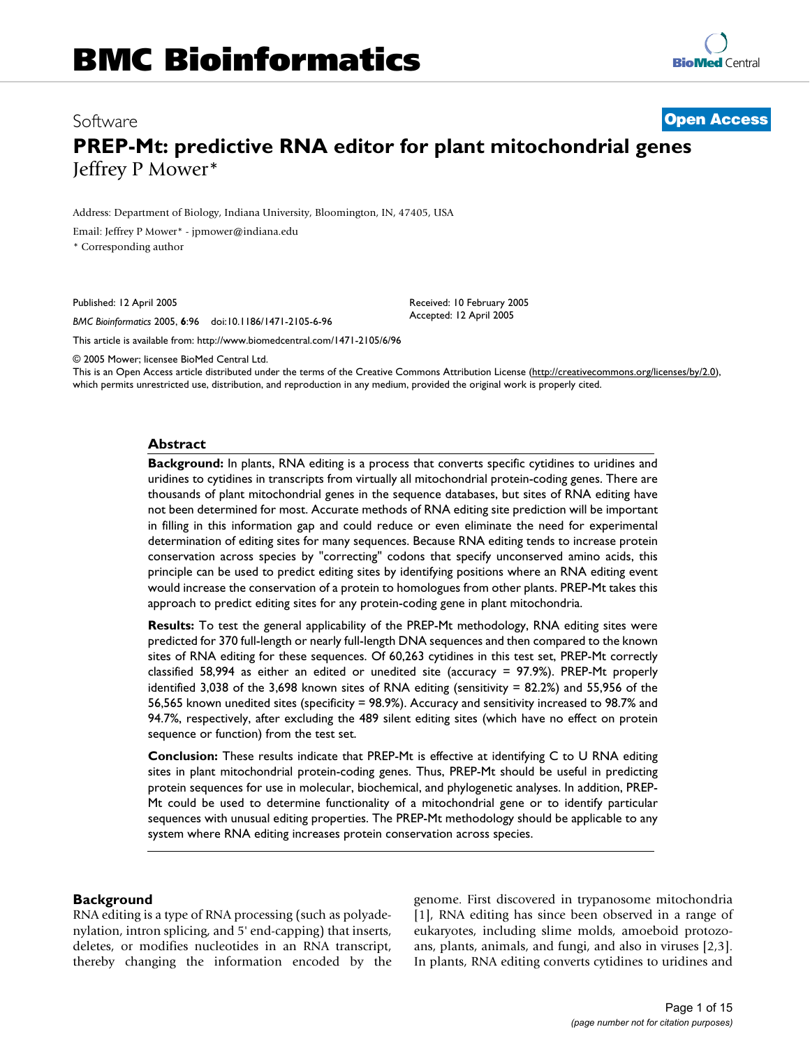# BMC Bioinformatics

Software **Open Access**

# PREP-Mt: predictive RNA editor for plant mitochondrial genes

Jeffrey P Mower*

Address: Department of Biology, Indiana University, Bloomington, IN, 47405, USA

Email: Jeffrey P Mower* - jpmower@indiana.edu

\* Corresponding author

Published: 12 April 2005

*BMC Bioinformatics* 2005, **6**:96 doi:10.1186/1471-2105-6-96

Received: 10 February 2005
Accepted: 12 April 2005

This article is available from: http://www.biomedcentral.com/1471-2105/6/96

© 2005 Mower; licensee BioMed Central Ltd.
This is an Open Access article distributed under the terms of the Creative Commons Attribution License (http://creativecommons.org/licenses/by/2.0), which permits unrestricted use, distribution, and reproduction in any medium, provided the original work is properly cited.

## Abstract

**Background:** In plants, RNA editing is a process that converts specific cytidines to uridines and uridines to cytidines in transcripts from virtually all mitochondrial protein-coding genes. There are thousands of plant mitochondrial genes in the sequence databases, but sites of RNA editing have not been determined for most. Accurate methods of RNA editing site prediction will be important in filling in this information gap and could reduce or even eliminate the need for experimental determination of editing sites for many sequences. Because RNA editing tends to increase protein conservation across species by "correcting" codons that specify unconserved amino acids, this principle can be used to predict editing sites by identifying positions where an RNA editing event would increase the conservation of a protein to homologues from other plants. PREP-Mt takes this approach to predict editing sites for any protein-coding gene in plant mitochondria.

**Results:** To test the general applicability of the PREP-Mt methodology, RNA editing sites were predicted for 370 full-length or nearly full-length DNA sequences and then compared to the known sites of RNA editing for these sequences. Of 60,263 cytidines in this test set, PREP-Mt correctly classified 58,994 as either an edited or unedited site (accuracy = 97.9%). PREP-Mt properly identified 3,038 of the 3,698 known sites of RNA editing (sensitivity = 82.2%) and 55,956 of the 56,565 known unedited sites (specificity = 98.9%). Accuracy and sensitivity increased to 98.7% and 94.7%, respectively, after excluding the 489 silent editing sites (which have no effect on protein sequence or function) from the test set.

**Conclusion:** These results indicate that PREP-Mt is effective at identifying C to U RNA editing sites in plant mitochondrial protein-coding genes. Thus, PREP-Mt should be useful in predicting protein sequences for use in molecular, biochemical, and phylogenetic analyses. In addition, PREP-Mt could be used to determine functionality of a mitochondrial gene or to identify particular sequences with unusual editing properties. The PREP-Mt methodology should be applicable to any system where RNA editing increases protein conservation across species.

## Background

RNA editing is a type of RNA processing (such as polyadenylation, intron splicing, and 5' end-capping) that inserts, deletes, or modifies nucleotides in an RNA transcript, thereby changing the information encoded by the genome. First discovered in trypanosome mitochondria [1], RNA editing has since been observed in a range of eukaryotes, including slime molds, amoeboid protozoans, plants, animals, and fungi, and also in viruses [2,3]. In plants, RNA editing converts cytidines to uridines and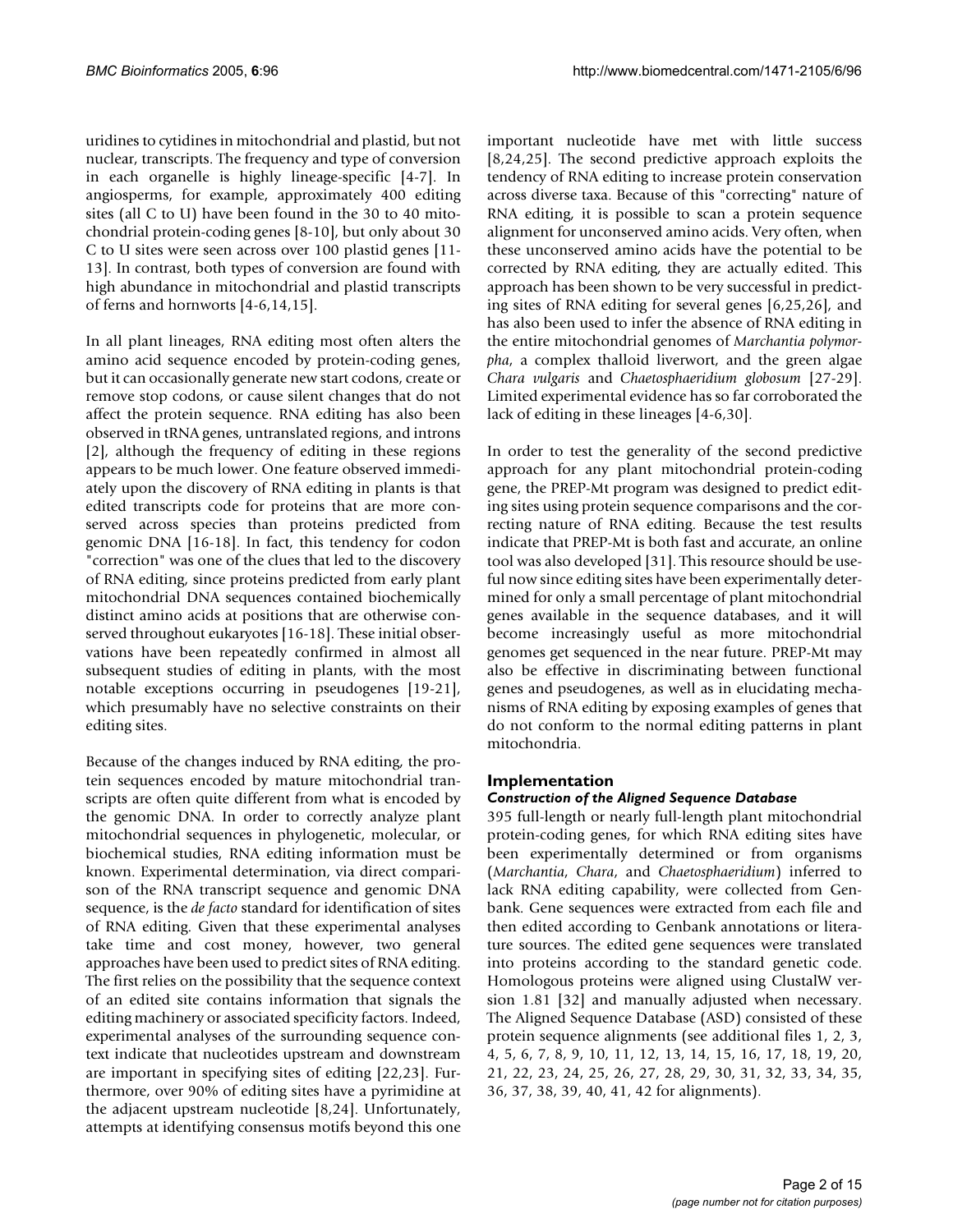uridines to cytidines in mitochondrial and plastid, but not nuclear, transcripts. The frequency and type of conversion in each organelle is highly lineage-specific [4-7]. In angiosperms, for example, approximately 400 editing sites (all C to U) have been found in the 30 to 40 mitochondrial protein-coding genes [8-10], but only about 30 C to U sites were seen across over 100 plastid genes [11-13]. In contrast, both types of conversion are found with high abundance in mitochondrial and plastid transcripts of ferns and hornworts [4-6,14,15].

In all plant lineages, RNA editing most often alters the amino acid sequence encoded by protein-coding genes, but it can occasionally generate new start codons, create or remove stop codons, or cause silent changes that do not affect the protein sequence. RNA editing has also been observed in tRNA genes, untranslated regions, and introns [2], although the frequency of editing in these regions appears to be much lower. One feature observed immediately upon the discovery of RNA editing in plants is that edited transcripts code for proteins that are more conserved across species than proteins predicted from genomic DNA [16-18]. In fact, this tendency for codon "correction" was one of the clues that led to the discovery of RNA editing, since proteins predicted from early plant mitochondrial DNA sequences contained biochemically distinct amino acids at positions that are otherwise conserved throughout eukaryotes [16-18]. These initial observations have been repeatedly confirmed in almost all subsequent studies of editing in plants, with the most notable exceptions occurring in pseudogenes [19-21], which presumably have no selective constraints on their editing sites.

Because of the changes induced by RNA editing, the protein sequences encoded by mature mitochondrial transcripts are often quite different from what is encoded by the genomic DNA. In order to correctly analyze plant mitochondrial sequences in phylogenetic, molecular, or biochemical studies, RNA editing information must be known. Experimental determination, via direct comparison of the RNA transcript sequence and genomic DNA sequence, is the *de facto* standard for identification of sites of RNA editing. Given that these experimental analyses take time and cost money, however, two general approaches have been used to predict sites of RNA editing. The first relies on the possibility that the sequence context of an edited site contains information that signals the editing machinery or associated specificity factors. Indeed, experimental analyses of the surrounding sequence context indicate that nucleotides upstream and downstream are important in specifying sites of editing [22,23]. Furthermore, over 90% of editing sites have a pyrimidine at the adjacent upstream nucleotide [8,24]. Unfortunately, attempts at identifying consensus motifs beyond this one important nucleotide have met with little success [8,24,25]. The second predictive approach exploits the tendency of RNA editing to increase protein conservation across diverse taxa. Because of this "correcting" nature of RNA editing, it is possible to scan a protein sequence alignment for unconserved amino acids. Very often, when these unconserved amino acids have the potential to be corrected by RNA editing, they are actually edited. This approach has been shown to be very successful in predicting sites of RNA editing for several genes [6,25,26], and has also been used to infer the absence of RNA editing in the entire mitochondrial genomes of *Marchantia polymorpha*, a complex thalloid liverwort, and the green algae *Chara vulgaris* and *Chaetosphaeridium globosum* [27-29]. Limited experimental evidence has so far corroborated the lack of editing in these lineages [4-6,30].

In order to test the generality of the second predictive approach for any plant mitochondrial protein-coding gene, the PREP-Mt program was designed to predict editing sites using protein sequence comparisons and the correcting nature of RNA editing. Because the test results indicate that PREP-Mt is both fast and accurate, an online tool was also developed [31]. This resource should be useful now since editing sites have been experimentally determined for only a small percentage of plant mitochondrial genes available in the sequence databases, and it will become increasingly useful as more mitochondrial genomes get sequenced in the near future. PREP-Mt may also be effective in discriminating between functional genes and pseudogenes, as well as in elucidating mechanisms of RNA editing by exposing examples of genes that do not conform to the normal editing patterns in plant mitochondria.

## Implementation

### *Construction of the Aligned Sequence Database*

395 full-length or nearly full-length plant mitochondrial protein-coding genes, for which RNA editing sites have been experimentally determined or from organisms (*Marchantia*, *Chara*, and *Chaetosphaeridium*) inferred to lack RNA editing capability, were collected from Genbank. Gene sequences were extracted from each file and then edited according to Genbank annotations or literature sources. The edited gene sequences were translated into proteins according to the standard genetic code. Homologous proteins were aligned using ClustalW version 1.81 [32] and manually adjusted when necessary. The Aligned Sequence Database (ASD) consisted of these protein sequence alignments (see additional files 1, 2, 3, 4, 5, 6, 7, 8, 9, 10, 11, 12, 13, 14, 15, 16, 17, 18, 19, 20, 21, 22, 23, 24, 25, 26, 27, 28, 29, 30, 31, 32, 33, 34, 35, 36, 37, 38, 39, 40, 41, 42 for alignments).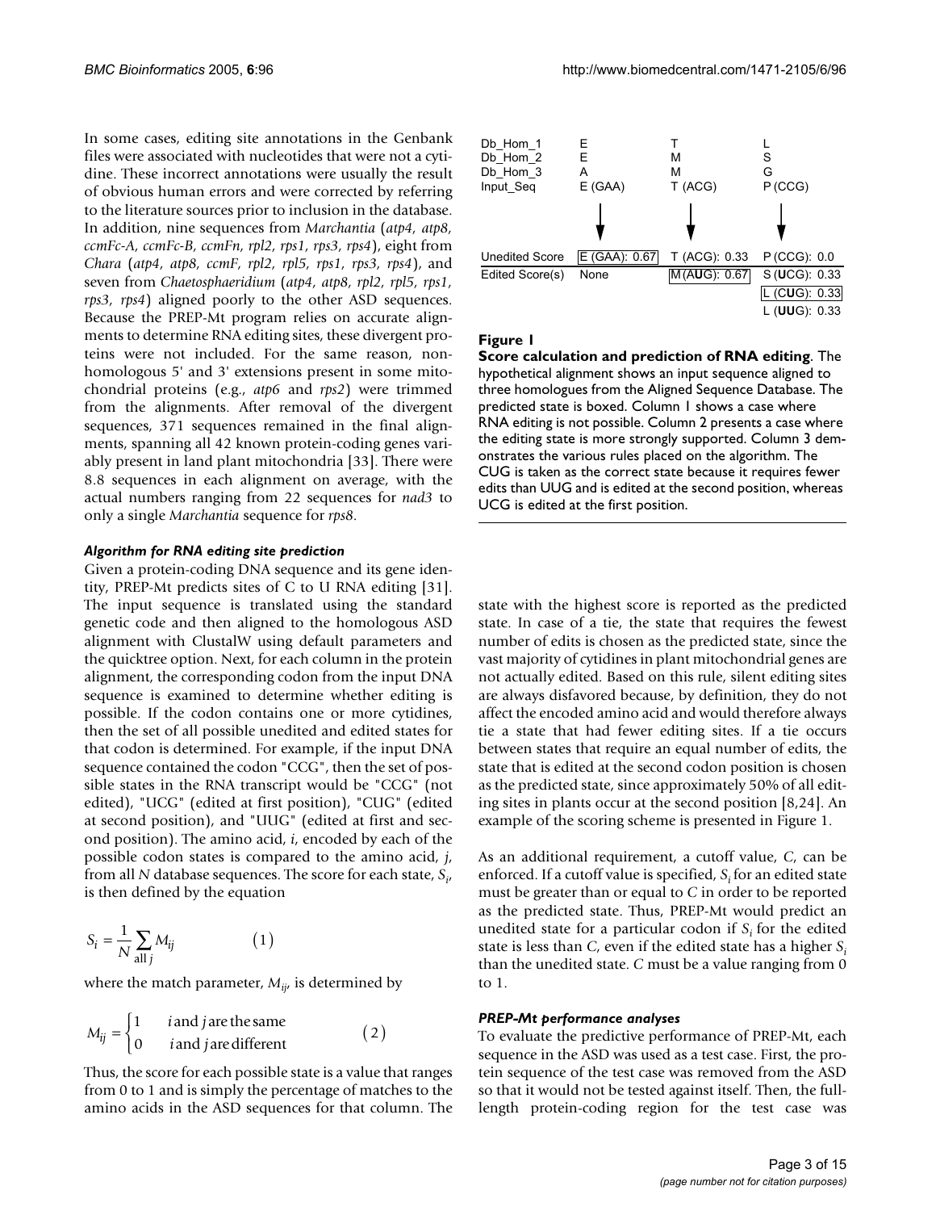In some cases, editing site annotations in the Genbank files were associated with nucleotides that were not a cytidine. These incorrect annotations were usually the result of obvious human errors and were corrected by referring to the literature sources prior to inclusion in the database. In addition, nine sequences from *Marchantia* (*atp4, atp8, ccmFc-A, ccmFc-B, ccmFn, rpl2, rps1, rps3, rps4*), eight from *Chara* (*atp4, atp8, ccmF, rpl2, rpl5, rps1, rps3, rps4*), and seven from *Chaetosphaeridium* (*atp4, atp8, rpl2, rpl5, rps1, rps3, rps4*) aligned poorly to the other ASD sequences. Because the PREP-Mt program relies on accurate alignments to determine RNA editing sites, these divergent proteins were not included. For the same reason, non-homologous 5' and 3' extensions present in some mitochondrial proteins (e.g., *atp6* and *rps2*) were trimmed from the alignments. After removal of the divergent sequences, 371 sequences remained in the final alignments, spanning all 42 known protein-coding genes variably present in land plant mitochondria [33]. There were 8.8 sequences in each alignment on average, with the actual numbers ranging from 22 sequences for *nad3* to only a single *Marchantia* sequence for *rps8*.

### *Algorithm for RNA editing site prediction*

Given a protein-coding DNA sequence and its gene identity, PREP-Mt predicts sites of C to U RNA editing [31]. The input sequence is translated using the standard genetic code and then aligned to the homologous ASD alignment with ClustalW using default parameters and the quicktree option. Next, for each column in the protein alignment, the corresponding codon from the input DNA sequence is examined to determine whether editing is possible. If the codon contains one or more cytidines, then the set of all possible unedited and edited states for that codon is determined. For example, if the input DNA sequence contained the codon "CCG", then the set of possible states in the RNA transcript would be "CCG" (not edited), "UCG" (edited at first position), "CUG" (edited at second position), and "UUG" (edited at first and second position). The amino acid, *i*, encoded by each of the possible codon states is compared to the amino acid, *j*, from all *N* database sequences. The score for each state, $S_i$, is then defined by the equation

$$S_i = \frac{1}{N} \sum_{\text{all } j} M_{ij} \qquad (1)$$

where the match parameter, $M_{ij}$, is determined by

$$M_{ij} = \begin{cases} 1 & i \text{ and } j \text{ are the same} \\ 0 & i \text{ and } j \text{ are different} \end{cases} \qquad (2)$$

Thus, the score for each possible state is a value that ranges from 0 to 1 and is simply the percentage of matches to the amino acids in the ASD sequences for that column. The state with the highest score is reported as the predicted state. In case of a tie, the state that requires the fewest number of edits is chosen as the predicted state, since the vast majority of cytidines in plant mitochondrial genes are not actually edited. Based on this rule, silent editing sites are always disfavored because, by definition, they do not affect the encoded amino acid and would therefore always tie a state that had fewer editing sites. If a tie occurs between states that require an equal number of edits, the state that is edited at the second codon position is chosen as the predicted state, since approximately 50% of all editing sites in plants occur at the second position [8,24]. An example of the scoring scheme is presented in Figure 1.

| | | | |
|---|---|---|---|
| Db_Hom_1 | E | T | L |
| Db_Hom_2 | E | M | S |
| Db_Hom_3 | A | M | G |
| Input_Seq | E (GAA) | T (ACG) | P (CCG) |
| Unedited Score | **[E (GAA): 0.67]** | T (ACG): 0.33 | P (CCG): 0.0 |
| Edited Score(s) | None | **[M (A**U**G): 0.67]** | S (**U**CG): 0.33 |
| | | | **[L (C**U**G): 0.33]** |
| | | | L (**UU**G): 0.33 |

**Figure 1**
**Score calculation and prediction of RNA editing**. The hypothetical alignment shows an input sequence aligned to three homologues from the Aligned Sequence Database. The predicted state is boxed. Column 1 shows a case where RNA editing is not possible. Column 2 presents a case where the editing state is more strongly supported. Column 3 demonstrates the various rules placed on the algorithm. The CUG is taken as the correct state because it requires fewer edits than UUG and is edited at the second position, whereas UCG is edited at the first position.

As an additional requirement, a cutoff value, *C*, can be enforced. If a cutoff value is specified, $S_i$ for an edited state must be greater than or equal to *C* in order to be reported as the predicted state. Thus, PREP-Mt would predict an unedited state for a particular codon if $S_i$ for the edited state is less than *C*, even if the edited state has a higher $S_i$ than the unedited state. *C* must be a value ranging from 0 to 1.

### *PREP-Mt performance analyses*

To evaluate the predictive performance of PREP-Mt, each sequence in the ASD was used as a test case. First, the protein sequence of the test case was removed from the ASD so that it would not be tested against itself. Then, the full-length protein-coding region for the test case was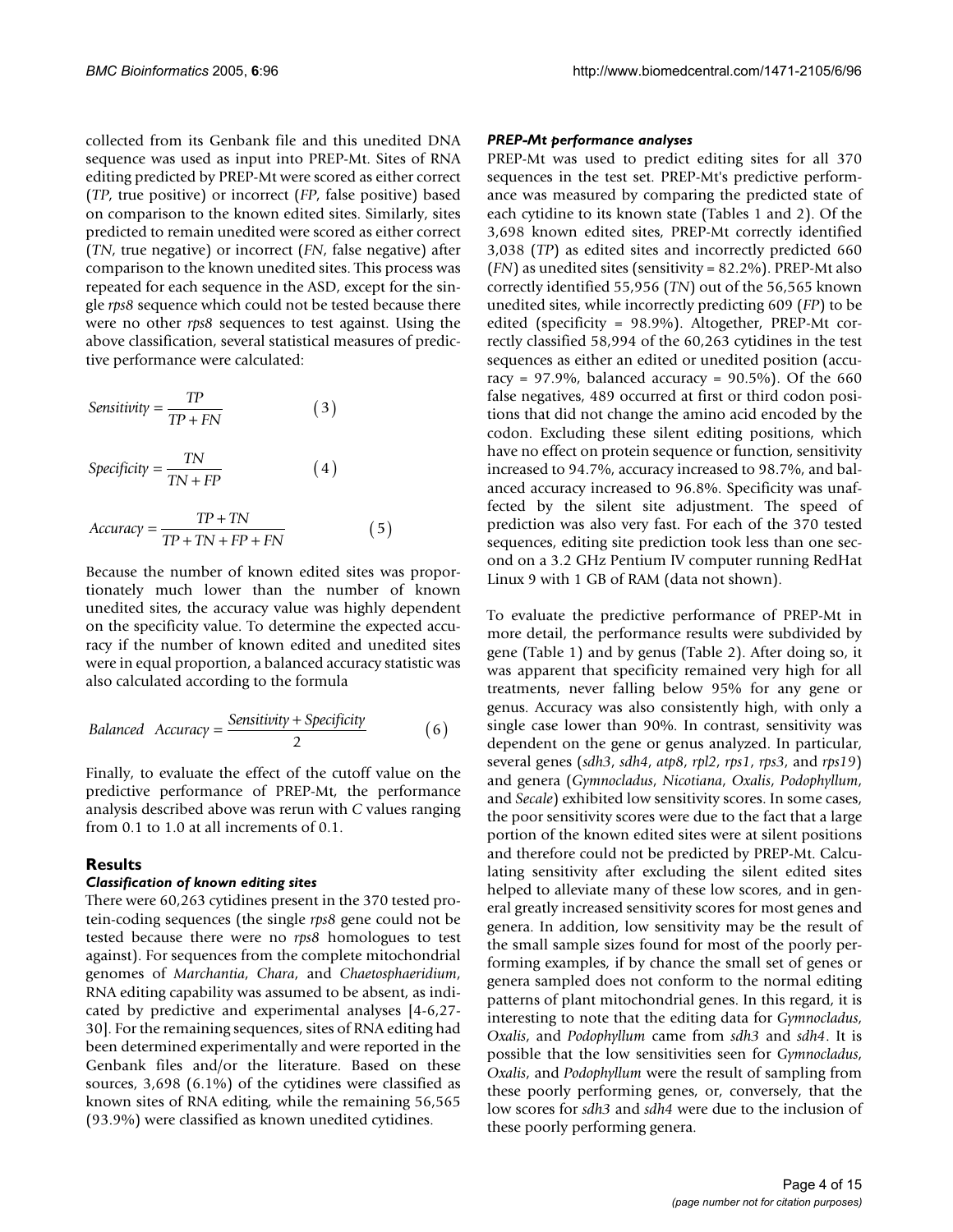collected from its Genbank file and this unedited DNA sequence was used as input into PREP-Mt. Sites of RNA editing predicted by PREP-Mt were scored as either correct (*TP*, true positive) or incorrect (*FP*, false positive) based on comparison to the known edited sites. Similarly, sites predicted to remain unedited were scored as either correct (*TN*, true negative) or incorrect (*FN*, false negative) after comparison to the known unedited sites. This process was repeated for each sequence in the ASD, except for the single *rps8* sequence which could not be tested because there were no other *rps8* sequences to test against. Using the above classification, several statistical measures of predictive performance were calculated:

$$Sensitivity = \frac{TP}{TP + FN} \qquad (3)$$

$$Specificity = \frac{TN}{TN + FP} \qquad (4)$$

$$Accuracy = \frac{TP + TN}{TP + TN + FP + FN} \qquad (5)$$

Because the number of known edited sites was proportionately much lower than the number of known unedited sites, the accuracy value was highly dependent on the specificity value. To determine the expected accuracy if the number of known edited and unedited sites were in equal proportion, a balanced accuracy statistic was also calculated according to the formula

$$Balanced \ \ Accuracy = \frac{Sensitivity + Specificity}{2} \qquad (6)$$

Finally, to evaluate the effect of the cutoff value on the predictive performance of PREP-Mt, the performance analysis described above was rerun with *C* values ranging from 0.1 to 1.0 at all increments of 0.1.

## Results

### Classification of known editing sites

There were 60,263 cytidines present in the 370 tested protein-coding sequences (the single *rps8* gene could not be tested because there were no *rps8* homologues to test against). For sequences from the complete mitochondrial genomes of *Marchantia*, *Chara*, and *Chaetosphaeridium*, RNA editing capability was assumed to be absent, as indicated by predictive and experimental analyses [4-6,27-30]. For the remaining sequences, sites of RNA editing had been determined experimentally and were reported in the Genbank files and/or the literature. Based on these sources, 3,698 (6.1%) of the cytidines were classified as known sites of RNA editing, while the remaining 56,565 (93.9%) were classified as known unedited cytidines.

### PREP-Mt performance analyses

PREP-Mt was used to predict editing sites for all 370 sequences in the test set. PREP-Mt's predictive performance was measured by comparing the predicted state of each cytidine to its known state (Tables 1 and 2). Of the 3,698 known edited sites, PREP-Mt correctly identified 3,038 (*TP*) as edited sites and incorrectly predicted 660 (*FN*) as unedited sites (sensitivity = 82.2%). PREP-Mt also correctly identified 55,956 (*TN*) out of the 56,565 known unedited sites, while incorrectly predicting 609 (*FP*) to be edited (specificity = 98.9%). Altogether, PREP-Mt correctly classified 58,994 of the 60,263 cytidines in the test sequences as either an edited or unedited position (accuracy = 97.9%, balanced accuracy = 90.5%). Of the 660 false negatives, 489 occurred at first or third codon positions that did not change the amino acid encoded by the codon. Excluding these silent editing positions, which have no effect on protein sequence or function, sensitivity increased to 94.7%, accuracy increased to 98.7%, and balanced accuracy increased to 96.8%. Specificity was unaffected by the silent site adjustment. The speed of prediction was also very fast. For each of the 370 tested sequences, editing site prediction took less than one second on a 3.2 GHz Pentium IV computer running RedHat Linux 9 with 1 GB of RAM (data not shown).

To evaluate the predictive performance of PREP-Mt in more detail, the performance results were subdivided by gene (Table 1) and by genus (Table 2). After doing so, it was apparent that specificity remained very high for all treatments, never falling below 95% for any gene or genus. Accuracy was also consistently high, with only a single case lower than 90%. In contrast, sensitivity was dependent on the gene or genus analyzed. In particular, several genes (*sdh3*, *sdh4*, *atp8*, *rpl2*, *rps1*, *rps3*, and *rps19*) and genera (*Gymnocladus*, *Nicotiana*, *Oxalis*, *Podophyllum*, and *Secale*) exhibited low sensitivity scores. In some cases, the poor sensitivity scores were due to the fact that a large portion of the known edited sites were at silent positions and therefore could not be predicted by PREP-Mt. Calculating sensitivity after excluding the silent edited sites helped to alleviate many of these low scores, and in general greatly increased sensitivity scores for most genes and genera. In addition, low sensitivity may be the result of the small sample sizes found for most of the poorly performing examples, if by chance the small set of genes or genera sampled does not conform to the normal editing patterns of plant mitochondrial genes. In this regard, it is interesting to note that the editing data for *Gymnocladus*, *Oxalis*, and *Podophyllum* came from *sdh3* and *sdh4*. It is possible that the low sensitivities seen for *Gymnocladus*, *Oxalis*, and *Podophyllum* were the result of sampling from these poorly performing genes, or, conversely, that the low scores for *sdh3* and *sdh4* were due to the inclusion of these poorly performing genera.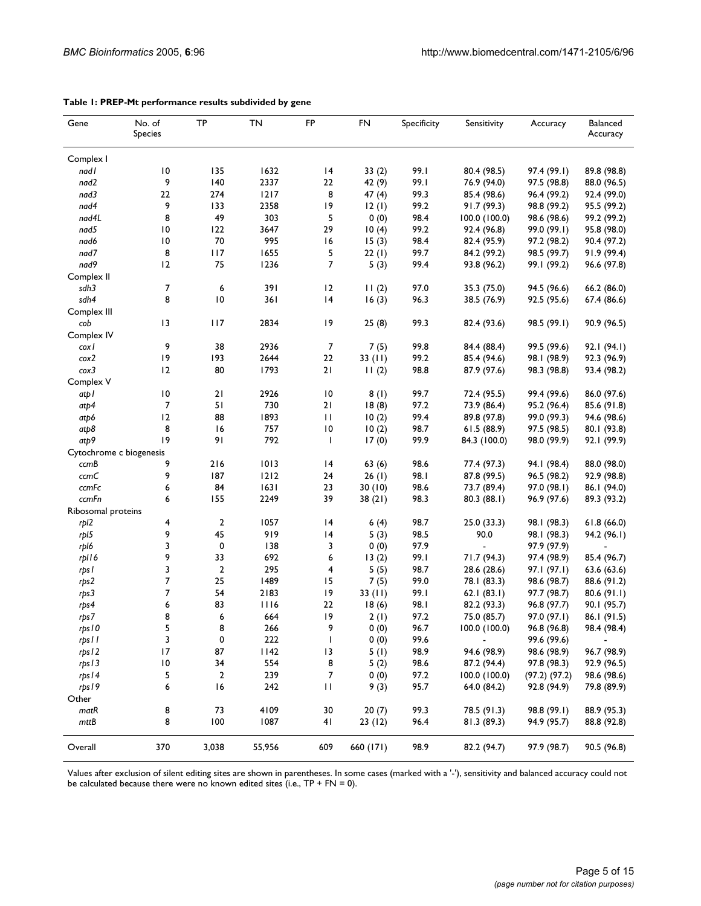**Table 1: PREP-Mt performance results subdivided by gene**

| Gene | No. of Species | TP | TN | FP | FN | Specificity | Sensitivity | Accuracy | Balanced Accuracy |
|---|---|---|---|---|---|---|---|---|---|
| Complex I | | | | | | | | | |
| *nad1* | 10 | 135 | 1632 | 14 | 33 (2) | 99.1 | 80.4 (98.5) | 97.4 (99.1) | 89.8 (98.8) |
| *nad2* | 9 | 140 | 2337 | 22 | 42 (9) | 99.1 | 76.9 (94.0) | 97.5 (98.8) | 88.0 (96.5) |
| *nad3* | 22 | 274 | 1217 | 8 | 47 (4) | 99.3 | 85.4 (98.6) | 96.4 (99.2) | 92.4 (99.0) |
| *nad4* | 9 | 133 | 2358 | 19 | 12 (1) | 99.2 | 91.7 (99.3) | 98.8 (99.2) | 95.5 (99.2) |
| *nad4L* | 8 | 49 | 303 | 5 | 0 (0) | 98.4 | 100.0 (100.0) | 98.6 (98.6) | 99.2 (99.2) |
| *nad5* | 10 | 122 | 3647 | 29 | 10 (4) | 99.2 | 92.4 (96.8) | 99.0 (99.1) | 95.8 (98.0) |
| *nad6* | 10 | 70 | 995 | 16 | 15 (3) | 98.4 | 82.4 (95.9) | 97.2 (98.2) | 90.4 (97.2) |
| *nad7* | 8 | 117 | 1655 | 5 | 22 (1) | 99.7 | 84.2 (99.2) | 98.5 (99.7) | 91.9 (99.4) |
| *nad9* | 12 | 75 | 1236 | 7 | 5 (3) | 99.4 | 93.8 (96.2) | 99.1 (99.2) | 96.6 (97.8) |
| Complex II | | | | | | | | | |
| *sdh3* | 7 | 6 | 391 | 12 | 11 (2) | 97.0 | 35.3 (75.0) | 94.5 (96.6) | 66.2 (86.0) |
| *sdh4* | 8 | 10 | 361 | 14 | 16 (3) | 96.3 | 38.5 (76.9) | 92.5 (95.6) | 67.4 (86.6) |
| Complex III | | | | | | | | | |
| *cob* | 13 | 117 | 2834 | 19 | 25 (8) | 99.3 | 82.4 (93.6) | 98.5 (99.1) | 90.9 (96.5) |
| Complex IV | | | | | | | | | |
| *cox1* | 9 | 38 | 2936 | 7 | 7 (5) | 99.8 | 84.4 (88.4) | 99.5 (99.6) | 92.1 (94.1) |
| *cox2* | 19 | 193 | 2644 | 22 | 33 (11) | 99.2 | 85.4 (94.6) | 98.1 (98.9) | 92.3 (96.9) |
| *cox3* | 12 | 80 | 1793 | 21 | 11 (2) | 98.8 | 87.9 (97.6) | 98.3 (98.8) | 93.4 (98.2) |
| Complex V | | | | | | | | | |
| *atp1* | 10 | 21 | 2926 | 10 | 8 (1) | 99.7 | 72.4 (95.5) | 99.4 (99.6) | 86.0 (97.6) |
| *atp4* | 7 | 51 | 730 | 21 | 18 (8) | 97.2 | 73.9 (86.4) | 95.2 (96.4) | 85.6 (91.8) |
| *atp6* | 12 | 88 | 1893 | 11 | 10 (2) | 99.4 | 89.8 (97.8) | 99.0 (99.3) | 94.6 (98.6) |
| *atp8* | 8 | 16 | 757 | 10 | 10 (2) | 98.7 | 61.5 (88.9) | 97.5 (98.5) | 80.1 (93.8) |
| *atp9* | 19 | 91 | 792 | 1 | 17 (0) | 99.9 | 84.3 (100.0) | 98.0 (99.9) | 92.1 (99.9) |
| Cytochrome c biogenesis | | | | | | | | | |
| *ccmB* | 9 | 216 | 1013 | 14 | 63 (6) | 98.6 | 77.4 (97.3) | 94.1 (98.4) | 88.0 (98.0) |
| *ccmC* | 9 | 187 | 1212 | 24 | 26 (1) | 98.1 | 87.8 (99.5) | 96.5 (98.2) | 92.9 (98.8) |
| *ccmFc* | 6 | 84 | 1631 | 23 | 30 (10) | 98.6 | 73.7 (89.4) | 97.0 (98.1) | 86.1 (94.0) |
| *ccmFn* | 6 | 155 | 2249 | 39 | 38 (21) | 98.3 | 80.3 (88.1) | 96.9 (97.6) | 89.3 (93.2) |
| Ribosomal proteins | | | | | | | | | |
| *rpl2* | 4 | 2 | 1057 | 14 | 6 (4) | 98.7 | 25.0 (33.3) | 98.1 (98.3) | 61.8 (66.0) |
| *rpl5* | 9 | 45 | 919 | 14 | 5 (3) | 98.5 | 90.0 | 98.1 (98.3) | 94.2 (96.1) |
| *rpl6* | 3 | 0 | 138 | 3 | 0 (0) | 97.9 | - | 97.9 (97.9) | - |
| *rpl16* | 9 | 33 | 692 | 6 | 13 (2) | 99.1 | 71.7 (94.3) | 97.4 (98.9) | 85.4 (96.7) |
| *rps1* | 3 | 2 | 295 | 4 | 5 (5) | 98.7 | 28.6 (28.6) | 97.1 (97.1) | 63.6 (63.6) |
| *rps2* | 7 | 25 | 1489 | 15 | 7 (5) | 99.0 | 78.1 (83.3) | 98.6 (98.7) | 88.6 (91.2) |
| *rps3* | 7 | 54 | 2183 | 19 | 33 (11) | 99.1 | 62.1 (83.1) | 97.7 (98.7) | 80.6 (91.1) |
| *rps4* | 6 | 83 | 1116 | 22 | 18 (6) | 98.1 | 82.2 (93.3) | 96.8 (97.7) | 90.1 (95.7) |
| *rps7* | 8 | 6 | 664 | 19 | 2 (1) | 97.2 | 75.0 (85.7) | 97.0 (97.1) | 86.1 (91.5) |
| *rps10* | 5 | 8 | 266 | 9 | 0 (0) | 96.7 | 100.0 (100.0) | 96.8 (96.8) | 98.4 (98.4) |
| *rps11* | 3 | 0 | 222 | 1 | 0 (0) | 99.6 | - | 99.6 (99.6) | - |
| *rps12* | 17 | 87 | 1142 | 13 | 5 (1) | 98.9 | 94.6 (98.9) | 98.6 (98.9) | 96.7 (98.9) |
| *rps13* | 10 | 34 | 554 | 8 | 5 (2) | 98.6 | 87.2 (94.4) | 97.8 (98.3) | 92.9 (96.5) |
| *rps14* | 5 | 2 | 239 | 7 | 0 (0) | 97.2 | 100.0 (100.0) | (97.2) (97.2) | 98.6 (98.6) |
| *rps19* | 6 | 16 | 242 | 11 | 9 (3) | 95.7 | 64.0 (84.2) | 92.8 (94.9) | 79.8 (89.9) |
| Other | | | | | | | | | |
| *matR* | 8 | 73 | 4109 | 30 | 20 (7) | 99.3 | 78.5 (91.3) | 98.8 (99.1) | 88.9 (95.3) |
| *mttB* | 8 | 100 | 1087 | 41 | 23 (12) | 96.4 | 81.3 (89.3) | 94.9 (95.7) | 88.8 (92.8) |
| Overall | 370 | 3,038 | 55,956 | 609 | 660 (171) | 98.9 | 82.2 (94.7) | 97.9 (98.7) | 90.5 (96.8) |

Values after exclusion of silent editing sites are shown in parentheses. In some cases (marked with a '-'), sensitivity and balanced accuracy could not be calculated because there were no known edited sites (i.e., TP + FN = 0).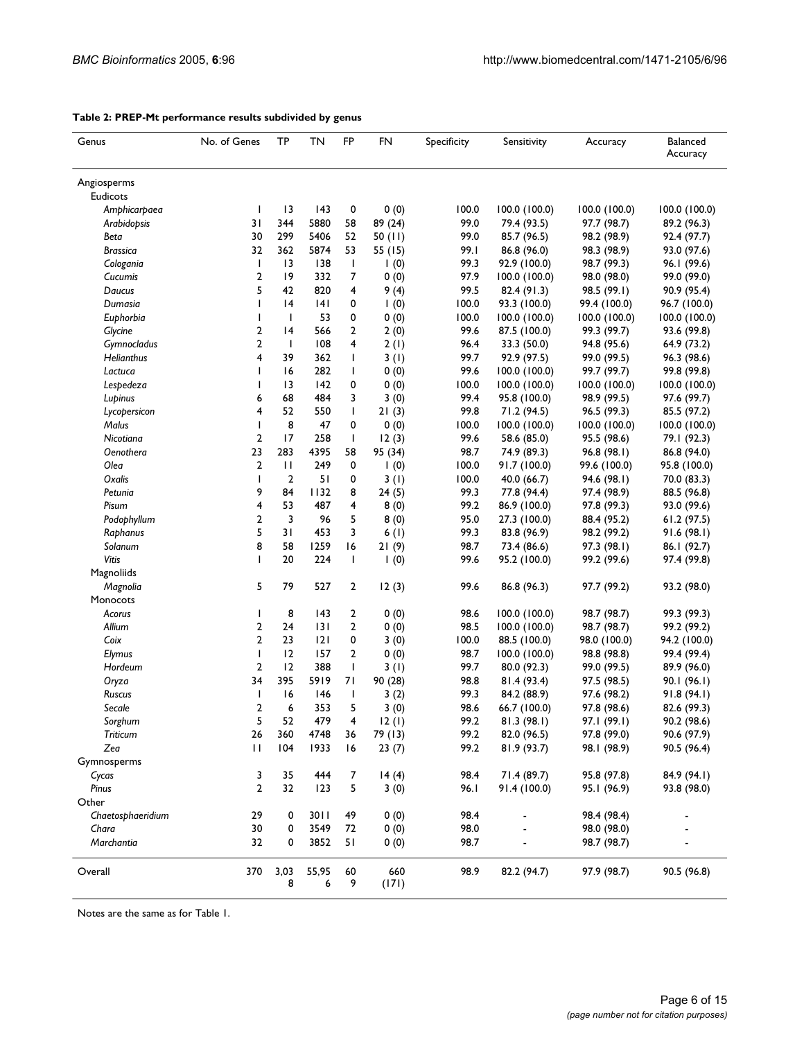**Table 2: PREP-Mt performance results subdivided by genus**

| Genus | No. of Genes | TP | TN | FP | FN | Specificity | Sensitivity | Accuracy | Balanced Accuracy |
|---|---|---|---|---|---|---|---|---|---|
| Angiosperms | | | | | | | | | |
| Eudicots | | | | | | | | | |
| *Amphicarpaea* | 1 | 13 | 143 | 0 | 0 (0) | 100.0 | 100.0 (100.0) | 100.0 (100.0) | 100.0 (100.0) |
| *Arabidopsis* | 31 | 344 | 5880 | 58 | 89 (24) | 99.0 | 79.4 (93.5) | 97.7 (98.7) | 89.2 (96.3) |
| *Beta* | 30 | 299 | 5406 | 52 | 50 (11) | 99.0 | 85.7 (96.5) | 98.2 (98.9) | 92.4 (97.7) |
| *Brassica* | 32 | 362 | 5874 | 53 | 55 (15) | 99.1 | 86.8 (96.0) | 98.3 (98.9) | 93.0 (97.6) |
| *Cologania* | 1 | 13 | 138 | 1 | 1 (0) | 99.3 | 92.9 (100.0) | 98.7 (99.3) | 96.1 (99.6) |
| *Cucumis* | 2 | 19 | 332 | 7 | 0 (0) | 97.9 | 100.0 (100.0) | 98.0 (98.0) | 99.0 (99.0) |
| *Daucus* | 5 | 42 | 820 | 4 | 9 (4) | 99.5 | 82.4 (91.3) | 98.5 (99.1) | 90.9 (95.4) |
| *Dumasia* | 1 | 14 | 141 | 0 | 1 (0) | 100.0 | 93.3 (100.0) | 99.4 (100.0) | 96.7 (100.0) |
| *Euphorbia* | 1 | 1 | 53 | 0 | 0 (0) | 100.0 | 100.0 (100.0) | 100.0 (100.0) | 100.0 (100.0) |
| *Glycine* | 2 | 14 | 566 | 2 | 2 (0) | 99.6 | 87.5 (100.0) | 99.3 (99.7) | 93.6 (99.8) |
| *Gymnocladus* | 2 | 1 | 108 | 4 | 2 (1) | 96.4 | 33.3 (50.0) | 94.8 (95.6) | 64.9 (73.2) |
| *Helianthus* | 4 | 39 | 362 | 1 | 3 (1) | 99.7 | 92.9 (97.5) | 99.0 (99.5) | 96.3 (98.6) |
| *Lactuca* | 1 | 16 | 282 | 1 | 0 (0) | 99.6 | 100.0 (100.0) | 99.7 (99.7) | 99.8 (99.8) |
| *Lespedeza* | 1 | 13 | 142 | 0 | 0 (0) | 100.0 | 100.0 (100.0) | 100.0 (100.0) | 100.0 (100.0) |
| *Lupinus* | 6 | 68 | 484 | 3 | 3 (0) | 99.4 | 95.8 (100.0) | 98.9 (99.5) | 97.6 (99.7) |
| *Lycopersicon* | 4 | 52 | 550 | 1 | 21 (3) | 99.8 | 71.2 (94.5) | 96.5 (99.3) | 85.5 (97.2) |
| *Malus* | 1 | 8 | 47 | 0 | 0 (0) | 100.0 | 100.0 (100.0) | 100.0 (100.0) | 100.0 (100.0) |
| *Nicotiana* | 2 | 17 | 258 | 1 | 12 (3) | 99.6 | 58.6 (85.0) | 95.5 (98.6) | 79.1 (92.3) |
| *Oenothera* | 23 | 283 | 4395 | 58 | 95 (34) | 98.7 | 74.9 (89.3) | 96.8 (98.1) | 86.8 (94.0) |
| *Olea* | 2 | 11 | 249 | 0 | 1 (0) | 100.0 | 91.7 (100.0) | 99.6 (100.0) | 95.8 (100.0) |
| *Oxalis* | 1 | 2 | 51 | 0 | 3 (1) | 100.0 | 40.0 (66.7) | 94.6 (98.1) | 70.0 (83.3) |
| *Petunia* | 9 | 84 | 1132 | 8 | 24 (5) | 99.3 | 77.8 (94.4) | 97.4 (98.9) | 88.5 (96.8) |
| *Pisum* | 4 | 53 | 487 | 4 | 8 (0) | 99.2 | 86.9 (100.0) | 97.8 (99.3) | 93.0 (99.6) |
| *Podophyllum* | 2 | 3 | 96 | 5 | 8 (0) | 95.0 | 27.3 (100.0) | 88.4 (95.2) | 61.2 (97.5) |
| *Raphanus* | 5 | 31 | 453 | 3 | 6 (1) | 99.3 | 83.8 (96.9) | 98.2 (99.2) | 91.6 (98.1) |
| *Solanum* | 8 | 58 | 1259 | 16 | 21 (9) | 98.7 | 73.4 (86.6) | 97.3 (98.1) | 86.1 (92.7) |
| *Vitis* | 1 | 20 | 224 | 1 | 1 (0) | 99.6 | 95.2 (100.0) | 99.2 (99.6) | 97.4 (99.8) |
| Magnoliids | | | | | | | | | |
| *Magnolia* | 5 | 79 | 527 | 2 | 12 (3) | 99.6 | 86.8 (96.3) | 97.7 (99.2) | 93.2 (98.0) |
| Monocots | | | | | | | | | |
| *Acorus* | 1 | 8 | 143 | 2 | 0 (0) | 98.6 | 100.0 (100.0) | 98.7 (98.7) | 99.3 (99.3) |
| *Allium* | 2 | 24 | 131 | 2 | 0 (0) | 98.5 | 100.0 (100.0) | 98.7 (98.7) | 99.2 (99.2) |
| *Coix* | 2 | 23 | 121 | 0 | 3 (0) | 100.0 | 88.5 (100.0) | 98.0 (100.0) | 94.2 (100.0) |
| *Elymus* | 1 | 12 | 157 | 2 | 0 (0) | 98.7 | 100.0 (100.0) | 98.8 (98.8) | 99.4 (99.4) |
| *Hordeum* | 2 | 12 | 388 | 1 | 3 (1) | 99.7 | 80.0 (92.3) | 99.0 (99.5) | 89.9 (96.0) |
| *Oryza* | 34 | 395 | 5919 | 71 | 90 (28) | 98.8 | 81.4 (93.4) | 97.5 (98.5) | 90.1 (96.1) |
| *Ruscus* | 1 | 16 | 146 | 1 | 3 (2) | 99.3 | 84.2 (88.9) | 97.6 (98.2) | 91.8 (94.1) |
| *Secale* | 2 | 6 | 353 | 5 | 3 (0) | 98.6 | 66.7 (100.0) | 97.8 (98.6) | 82.6 (99.3) |
| *Sorghum* | 5 | 52 | 479 | 4 | 12 (1) | 99.2 | 81.3 (98.1) | 97.1 (99.1) | 90.2 (98.6) |
| *Triticum* | 26 | 360 | 4748 | 36 | 79 (13) | 99.2 | 82.0 (96.5) | 97.8 (99.0) | 90.6 (97.9) |
| *Zea* | 11 | 104 | 1933 | 16 | 23 (7) | 99.2 | 81.9 (93.7) | 98.1 (98.9) | 90.5 (96.4) |
| Gymnosperms | | | | | | | | | |
| *Cycas* | 3 | 35 | 444 | 7 | 14 (4) | 98.4 | 71.4 (89.7) | 95.8 (97.8) | 84.9 (94.1) |
| *Pinus* | 2 | 32 | 123 | 5 | 3 (0) | 96.1 | 91.4 (100.0) | 95.1 (96.9) | 93.8 (98.0) |
| Other | | | | | | | | | |
| *Chaetosphaeridium* | 29 | 0 | 3011 | 49 | 0 (0) | 98.4 | - | 98.4 (98.4) | - |
| *Chara* | 30 | 0 | 3549 | 72 | 0 (0) | 98.0 | - | 98.0 (98.0) | - |
| *Marchantia* | 32 | 0 | 3852 | 51 | 0 (0) | 98.7 | - | 98.7 (98.7) | - |
| Overall | 370 | 3,038 | 55,956 | 609 | 660 (171) | 98.9 | 82.2 (94.7) | 97.9 (98.7) | 90.5 (96.8) |

Notes are the same as for Table 1.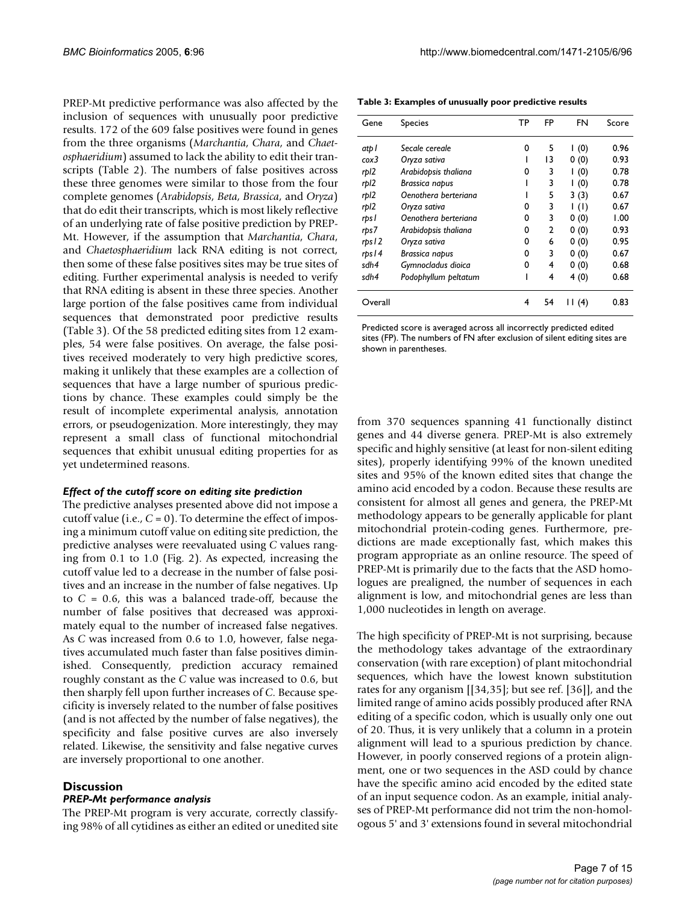PREP-Mt predictive performance was also affected by the inclusion of sequences with unusually poor predictive results. 172 of the 609 false positives were found in genes from the three organisms (*Marchantia*, *Chara*, and *Chaetosphaeridium*) assumed to lack the ability to edit their transcripts (Table 2). The numbers of false positives across these three genomes were similar to those from the four complete genomes (*Arabidopsis*, *Beta*, *Brassica*, and *Oryza*) that do edit their transcripts, which is most likely reflective of an underlying rate of false positive prediction by PREP-Mt. However, if the assumption that *Marchantia*, *Chara*, and *Chaetosphaeridium* lack RNA editing is not correct, then some of these false positives sites may be true sites of editing. Further experimental analysis is needed to verify that RNA editing is absent in these three species. Another large portion of the false positives came from individual sequences that demonstrated poor predictive results (Table 3). Of the 58 predicted editing sites from 12 examples, 54 were false positives. On average, the false positives received moderately to very high predictive scores, making it unlikely that these examples are a collection of sequences that have a large number of spurious predictions by chance. These examples could simply be the result of incomplete experimental analysis, annotation errors, or pseudogenization. More interestingly, they may represent a small class of functional mitochondrial sequences that exhibit unusual editing properties for as yet undetermined reasons.

**Table 3: Examples of unusually poor predictive results**

| Gene | Species | TP | FP | FN | Score |
|---|---|---|---|---|---|
| *atp1* | *Secale cereale* | 0 | 5 | 1 (0) | 0.96 |
| *cox3* | *Oryza sativa* | 1 | 13 | 0 (0) | 0.93 |
| *rpl2* | *Arabidopsis thaliana* | 0 | 3 | 1 (0) | 0.78 |
| *rpl2* | *Brassica napus* | 1 | 3 | 1 (0) | 0.78 |
| *rpl2* | *Oenothera berteriana* | 1 | 5 | 3 (3) | 0.67 |
| *rpl2* | *Oryza sativa* | 0 | 3 | 1 (1) | 0.67 |
| *rps1* | *Oenothera berteriana* | 0 | 3 | 0 (0) | 1.00 |
| *rps7* | *Arabidopsis thaliana* | 0 | 2 | 0 (0) | 0.93 |
| *rps12* | *Oryza sativa* | 0 | 6 | 0 (0) | 0.95 |
| *rps14* | *Brassica napus* | 0 | 3 | 0 (0) | 0.67 |
| *sdh4* | *Gymnocladus dioica* | 0 | 4 | 0 (0) | 0.68 |
| *sdh4* | *Podophyllum peltatum* | 1 | 4 | 4 (0) | 0.68 |
| Overall | | 4 | 54 | 11 (4) | 0.83 |

Predicted score is averaged across all incorrectly predicted edited sites (FP). The numbers of FN after exclusion of silent editing sites are shown in parentheses.

### *Effect of the cutoff score on editing site prediction*

The predictive analyses presented above did not impose a cutoff value (i.e., $C = 0$). To determine the effect of imposing a minimum cutoff value on editing site prediction, the predictive analyses were reevaluated using $C$ values ranging from 0.1 to 1.0 (Fig. 2). As expected, increasing the cutoff value led to a decrease in the number of false positives and an increase in the number of false negatives. Up to $C = 0.6$, this was a balanced trade-off, because the number of false positives that decreased was approximately equal to the number of increased false negatives. As $C$ was increased from 0.6 to 1.0, however, false negatives accumulated much faster than false positives diminished. Consequently, prediction accuracy remained roughly constant as the $C$ value was increased to 0.6, but then sharply fell upon further increases of $C$. Because specificity is inversely related to the number of false positives (and is not affected by the number of false negatives), the specificity and false positive curves are also inversely related. Likewise, the sensitivity and false negative curves are inversely proportional to one another.

## Discussion

### *PREP-Mt performance analysis*

The PREP-Mt program is very accurate, correctly classifying 98% of all cytidines as either an edited or unedited site from 370 sequences spanning 41 functionally distinct genes and 44 diverse genera. PREP-Mt is also extremely specific and highly sensitive (at least for non-silent editing sites), properly identifying 99% of the known unedited sites and 95% of the known edited sites that change the amino acid encoded by a codon. Because these results are consistent for almost all genes and genera, the PREP-Mt methodology appears to be generally applicable for plant mitochondrial protein-coding genes. Furthermore, predictions are made exceptionally fast, which makes this program appropriate as an online resource. The speed of PREP-Mt is primarily due to the facts that the ASD homologues are prealigned, the number of sequences in each alignment is low, and mitochondrial genes are less than 1,000 nucleotides in length on average.

The high specificity of PREP-Mt is not surprising, because the methodology takes advantage of the extraordinary conservation (with rare exception) of plant mitochondrial sequences, which have the lowest known substitution rates for any organism [[34,35]; but see ref. [36]], and the limited range of amino acids possibly produced after RNA editing of a specific codon, which is usually only one out of 20. Thus, it is very unlikely that a column in a protein alignment will lead to a spurious prediction by chance. However, in poorly conserved regions of a protein alignment, one or two sequences in the ASD could by chance have the specific amino acid encoded by the edited state of an input sequence codon. As an example, initial analyses of PREP-Mt performance did not trim the non-homologous 5' and 3' extensions found in several mitochondrial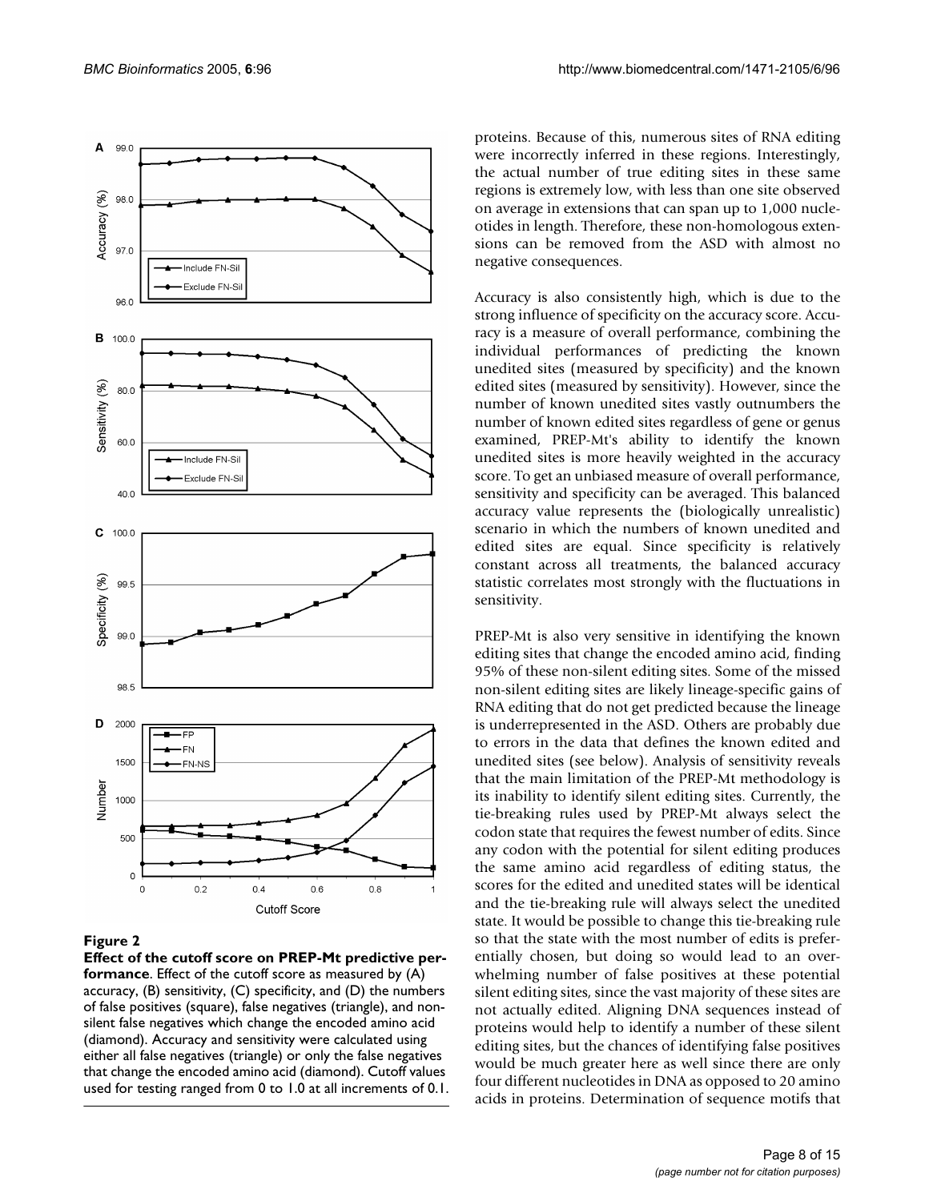**Figure 2**

**Effect of the cutoff score on PREP-Mt predictive performance**. Effect of the cutoff score as measured by (A) accuracy, (B) sensitivity, (C) specificity, and (D) the numbers of false positives (square), false negatives (triangle), and non-silent false negatives which change the encoded amino acid (diamond). Accuracy and sensitivity were calculated using either all false negatives (triangle) or only the false negatives that change the encoded amino acid (diamond). Cutoff values used for testing ranged from 0 to 1.0 at all increments of 0.1.

proteins. Because of this, numerous sites of RNA editing were incorrectly inferred in these regions. Interestingly, the actual number of true editing sites in these same regions is extremely low, with less than one site observed on average in extensions that can span up to 1,000 nucleotides in length. Therefore, these non-homologous extensions can be removed from the ASD with almost no negative consequences.

Accuracy is also consistently high, which is due to the strong influence of specificity on the accuracy score. Accuracy is a measure of overall performance, combining the individual performances of predicting the known unedited sites (measured by specificity) and the known edited sites (measured by sensitivity). However, since the number of known unedited sites vastly outnumbers the number of known edited sites regardless of gene or genus examined, PREP-Mt's ability to identify the known unedited sites is more heavily weighted in the accuracy score. To get an unbiased measure of overall performance, sensitivity and specificity can be averaged. This balanced accuracy value represents the (biologically unrealistic) scenario in which the numbers of known unedited and edited sites are equal. Since specificity is relatively constant across all treatments, the balanced accuracy statistic correlates most strongly with the fluctuations in sensitivity.

PREP-Mt is also very sensitive in identifying the known editing sites that change the encoded amino acid, finding 95% of these non-silent editing sites. Some of the missed non-silent editing sites are likely lineage-specific gains of RNA editing that do not get predicted because the lineage is underrepresented in the ASD. Others are probably due to errors in the data that defines the known edited and unedited sites (see below). Analysis of sensitivity reveals that the main limitation of the PREP-Mt methodology is its inability to identify silent editing sites. Currently, the tie-breaking rules used by PREP-Mt always select the codon state that requires the fewest number of edits. Since any codon with the potential for silent editing produces the same amino acid regardless of editing status, the scores for the edited and unedited states will be identical and the tie-breaking rule will always select the unedited state. It would be possible to change this tie-breaking rule so that the state with the most number of edits is preferentially chosen, but doing so would lead to an overwhelming number of false positives at these potential silent editing sites, since the vast majority of these sites are not actually edited. Aligning DNA sequences instead of proteins would help to identify a number of these silent editing sites, but the chances of identifying false positives would be much greater here as well since there are only four different nucleotides in DNA as opposed to 20 amino acids in proteins. Determination of sequence motifs that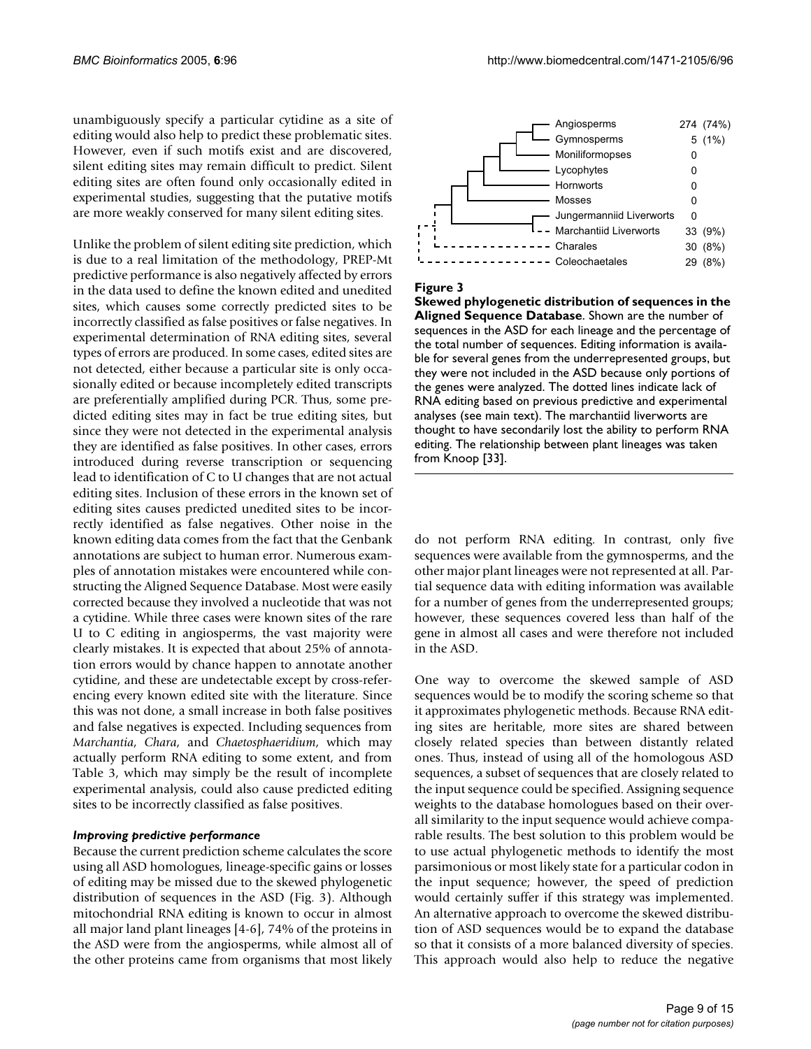unambiguously specify a particular cytidine as a site of editing would also help to predict these problematic sites. However, even if such motifs exist and are discovered, silent editing sites may remain difficult to predict. Silent editing sites are often found only occasionally edited in experimental studies, suggesting that the putative motifs are more weakly conserved for many silent editing sites.

Unlike the problem of silent editing site prediction, which is due to a real limitation of the methodology, PREP-Mt predictive performance is also negatively affected by errors in the data used to define the known edited and unedited sites, which causes some correctly predicted sites to be incorrectly classified as false positives or false negatives. In experimental determination of RNA editing sites, several types of errors are produced. In some cases, edited sites are not detected, either because a particular site is only occasionally edited or because incompletely edited transcripts are preferentially amplified during PCR. Thus, some predicted editing sites may in fact be true editing sites, but since they were not detected in the experimental analysis they are identified as false positives. In other cases, errors introduced during reverse transcription or sequencing lead to identification of C to U changes that are not actual editing sites. Inclusion of these errors in the known set of editing sites causes predicted unedited sites to be incorrectly identified as false negatives. Other noise in the known editing data comes from the fact that the Genbank annotations are subject to human error. Numerous examples of annotation mistakes were encountered while constructing the Aligned Sequence Database. Most were easily corrected because they involved a nucleotide that was not a cytidine. While three cases were known sites of the rare U to C editing in angiosperms, the vast majority were clearly mistakes. It is expected that about 25% of annotation errors would by chance happen to annotate another cytidine, and these are undetectable except by cross-referencing every known edited site with the literature. Since this was not done, a small increase in both false positives and false negatives is expected. Including sequences from *Marchantia*, *Chara*, and *Chaetosphaeridium*, which may actually perform RNA editing to some extent, and from Table 3, which may simply be the result of incomplete experimental analysis, could also cause predicted editing sites to be incorrectly classified as false positives.

### *Improving predictive performance*

Because the current prediction scheme calculates the score using all ASD homologues, lineage-specific gains or losses of editing may be missed due to the skewed phylogenetic distribution of sequences in the ASD (Fig. 3). Although mitochondrial RNA editing is known to occur in almost all major land plant lineages [4-6], 74% of the proteins in the ASD were from the angiosperms, while almost all of the other proteins came from organisms that most likely do not perform RNA editing. In contrast, only five sequences were available from the gymnosperms, and the other major plant lineages were not represented at all. Partial sequence data with editing information was available for a number of genes from the underrepresented groups; however, these sequences covered less than half of the gene in almost all cases and were therefore not included in the ASD.

| Lineage | Sequences |
|---|---|
| Angiosperms | 274 (74%) |
| Gymnosperms | 5 (1%) |
| Moniliformopses | 0 |
| Lycophytes | 0 |
| Hornworts | 0 |
| Mosses | 0 |
| Jungermanniid Liverworts | 0 |
| Marchantiid Liverworts | 33 (9%) |
| Charales | 30 (8%) |
| Coleochaetales | 29 (8%) |

**Figure 3**
**Skewed phylogenetic distribution of sequences in the Aligned Sequence Database**. Shown are the number of sequences in the ASD for each lineage and the percentage of the total number of sequences. Editing information is available for several genes from the underrepresented groups, but they were not included in the ASD because only portions of the genes were analyzed. The dotted lines indicate lack of RNA editing based on previous predictive and experimental analyses (see main text). The marchantiid liverworts are thought to have secondarily lost the ability to perform RNA editing. The relationship between plant lineages was taken from Knoop [33].

One way to overcome the skewed sample of ASD sequences would be to modify the scoring scheme so that it approximates phylogenetic methods. Because RNA editing sites are heritable, more sites are shared between closely related species than between distantly related ones. Thus, instead of using all of the homologous ASD sequences, a subset of sequences that are closely related to the input sequence could be specified. Assigning sequence weights to the database homologues based on their overall similarity to the input sequence would achieve comparable results. The best solution to this problem would be to use actual phylogenetic methods to identify the most parsimonious or most likely state for a particular codon in the input sequence; however, the speed of prediction would certainly suffer if this strategy was implemented. An alternative approach to overcome the skewed distribution of ASD sequences would be to expand the database so that it consists of a more balanced diversity of species. This approach would also help to reduce the negative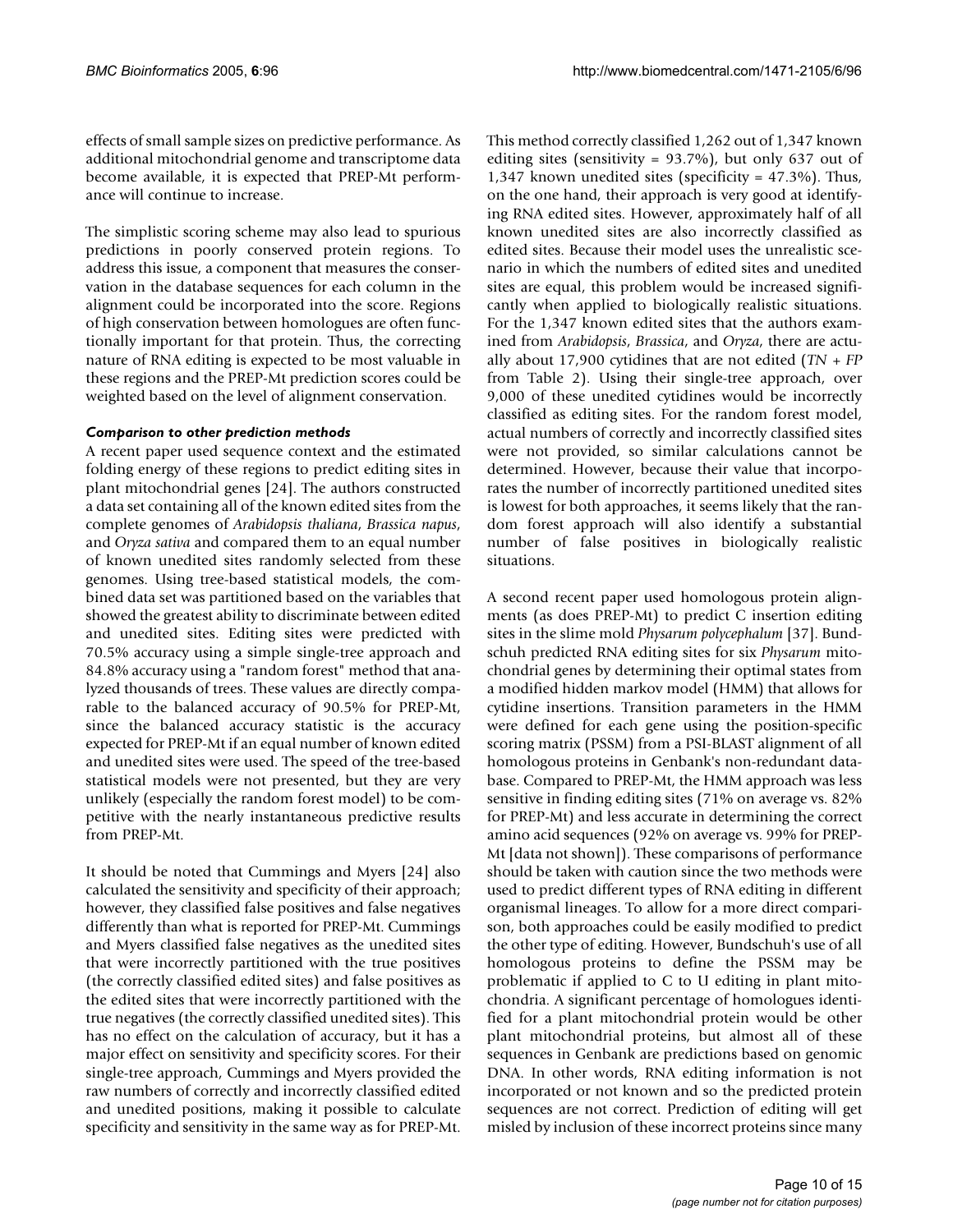effects of small sample sizes on predictive performance. As additional mitochondrial genome and transcriptome data become available, it is expected that PREP-Mt performance will continue to increase.

The simplistic scoring scheme may also lead to spurious predictions in poorly conserved protein regions. To address this issue, a component that measures the conservation in the database sequences for each column in the alignment could be incorporated into the score. Regions of high conservation between homologues are often functionally important for that protein. Thus, the correcting nature of RNA editing is expected to be most valuable in these regions and the PREP-Mt prediction scores could be weighted based on the level of alignment conservation.

### *Comparison to other prediction methods*

A recent paper used sequence context and the estimated folding energy of these regions to predict editing sites in plant mitochondrial genes [24]. The authors constructed a data set containing all of the known edited sites from the complete genomes of *Arabidopsis thaliana*, *Brassica napus*, and *Oryza sativa* and compared them to an equal number of known unedited sites randomly selected from these genomes. Using tree-based statistical models, the combined data set was partitioned based on the variables that showed the greatest ability to discriminate between edited and unedited sites. Editing sites were predicted with 70.5% accuracy using a simple single-tree approach and 84.8% accuracy using a "random forest" method that analyzed thousands of trees. These values are directly comparable to the balanced accuracy of 90.5% for PREP-Mt, since the balanced accuracy statistic is the accuracy expected for PREP-Mt if an equal number of known edited and unedited sites were used. The speed of the tree-based statistical models were not presented, but they are very unlikely (especially the random forest model) to be competitive with the nearly instantaneous predictive results from PREP-Mt.

It should be noted that Cummings and Myers [24] also calculated the sensitivity and specificity of their approach; however, they classified false positives and false negatives differently than what is reported for PREP-Mt. Cummings and Myers classified false negatives as the unedited sites that were incorrectly partitioned with the true positives (the correctly classified edited sites) and false positives as the edited sites that were incorrectly partitioned with the true negatives (the correctly classified unedited sites). This has no effect on the calculation of accuracy, but it has a major effect on sensitivity and specificity scores. For their single-tree approach, Cummings and Myers provided the raw numbers of correctly and incorrectly classified edited and unedited positions, making it possible to calculate specificity and sensitivity in the same way as for PREP-Mt. This method correctly classified 1,262 out of 1,347 known editing sites (sensitivity = 93.7%), but only 637 out of 1,347 known unedited sites (specificity = 47.3%). Thus, on the one hand, their approach is very good at identifying RNA edited sites. However, approximately half of all known unedited sites are also incorrectly classified as edited sites. Because their model uses the unrealistic scenario in which the numbers of edited sites and unedited sites are equal, this problem would be increased significantly when applied to biologically realistic situations. For the 1,347 known edited sites that the authors examined from *Arabidopsis*, *Brassica*, and *Oryza*, there are actually about 17,900 cytidines that are not edited ($TN + FP$ from Table 2). Using their single-tree approach, over 9,000 of these unedited cytidines would be incorrectly classified as editing sites. For the random forest model, actual numbers of correctly and incorrectly classified sites were not provided, so similar calculations cannot be determined. However, because their value that incorporates the number of incorrectly partitioned unedited sites is lowest for both approaches, it seems likely that the random forest approach will also identify a substantial number of false positives in biologically realistic situations.

A second recent paper used homologous protein alignments (as does PREP-Mt) to predict C insertion editing sites in the slime mold *Physarum polycephalum* [37]. Bundschuh predicted RNA editing sites for six *Physarum* mitochondrial genes by determining their optimal states from a modified hidden markov model (HMM) that allows for cytidine insertions. Transition parameters in the HMM were defined for each gene using the position-specific scoring matrix (PSSM) from a PSI-BLAST alignment of all homologous proteins in Genbank's non-redundant database. Compared to PREP-Mt, the HMM approach was less sensitive in finding editing sites (71% on average vs. 82% for PREP-Mt) and less accurate in determining the correct amino acid sequences (92% on average vs. 99% for PREP-Mt [data not shown]). These comparisons of performance should be taken with caution since the two methods were used to predict different types of RNA editing in different organismal lineages. To allow for a more direct comparison, both approaches could be easily modified to predict the other type of editing. However, Bundschuh's use of all homologous proteins to define the PSSM may be problematic if applied to C to U editing in plant mitochondria. A significant percentage of homologues identified for a plant mitochondrial protein would be other plant mitochondrial proteins, but almost all of these sequences in Genbank are predictions based on genomic DNA. In other words, RNA editing information is not incorporated or not known and so the predicted protein sequences are not correct. Prediction of editing will get misled by inclusion of these incorrect proteins since many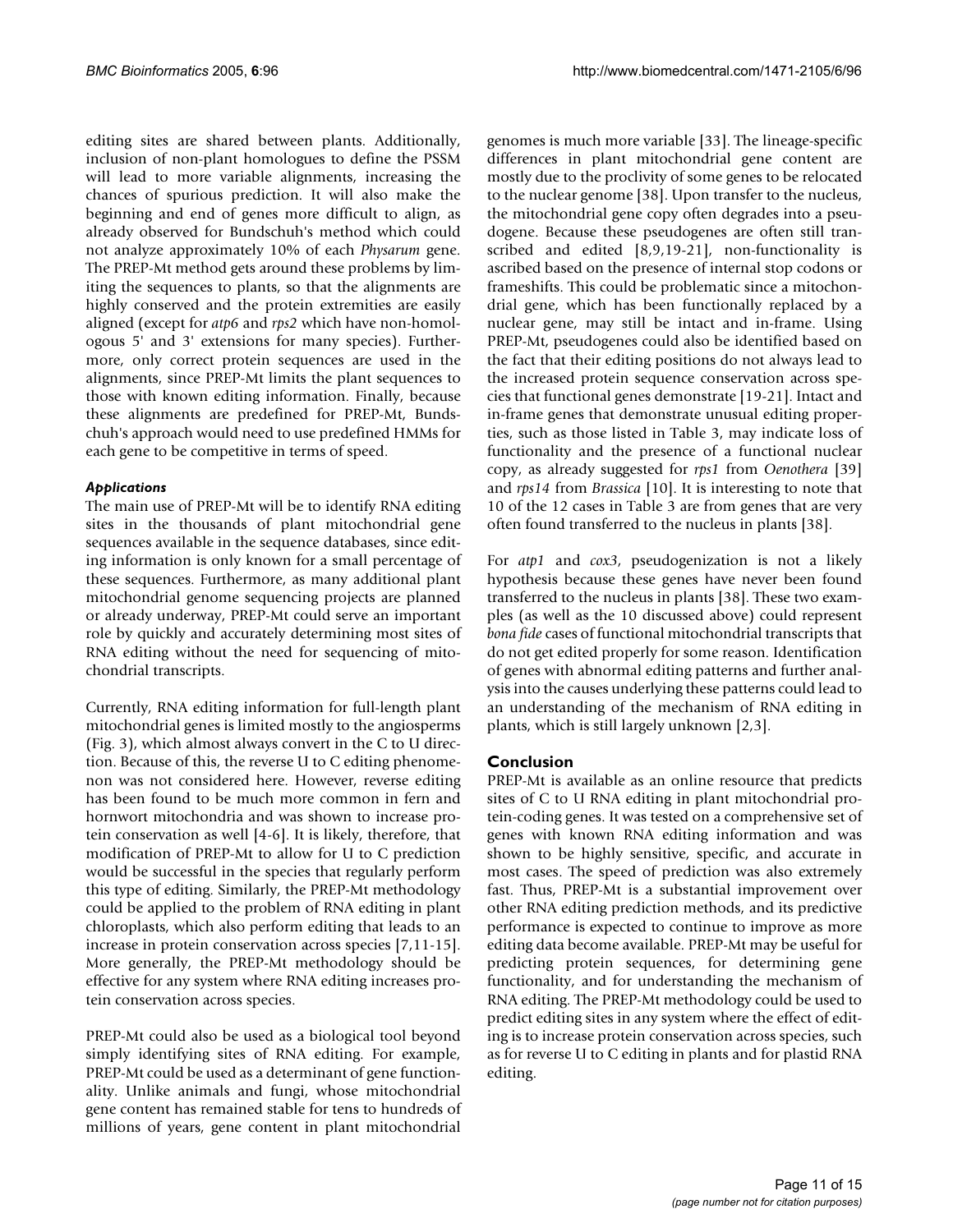editing sites are shared between plants. Additionally, inclusion of non-plant homologues to define the PSSM will lead to more variable alignments, increasing the chances of spurious prediction. It will also make the beginning and end of genes more difficult to align, as already observed for Bundschuh's method which could not analyze approximately 10% of each *Physarum* gene. The PREP-Mt method gets around these problems by limiting the sequences to plants, so that the alignments are highly conserved and the protein extremities are easily aligned (except for *atp6* and *rps2* which have non-homologous 5' and 3' extensions for many species). Furthermore, only correct protein sequences are used in the alignments, since PREP-Mt limits the plant sequences to those with known editing information. Finally, because these alignments are predefined for PREP-Mt, Bundschuh's approach would need to use predefined HMMs for each gene to be competitive in terms of speed.

### *Applications*

The main use of PREP-Mt will be to identify RNA editing sites in the thousands of plant mitochondrial gene sequences available in the sequence databases, since editing information is only known for a small percentage of these sequences. Furthermore, as many additional plant mitochondrial genome sequencing projects are planned or already underway, PREP-Mt could serve an important role by quickly and accurately determining most sites of RNA editing without the need for sequencing of mitochondrial transcripts.

Currently, RNA editing information for full-length plant mitochondrial genes is limited mostly to the angiosperms (Fig. 3), which almost always convert in the C to U direction. Because of this, the reverse U to C editing phenomenon was not considered here. However, reverse editing has been found to be much more common in fern and hornwort mitochondria and was shown to increase protein conservation as well [4-6]. It is likely, therefore, that modification of PREP-Mt to allow for U to C prediction would be successful in the species that regularly perform this type of editing. Similarly, the PREP-Mt methodology could be applied to the problem of RNA editing in plant chloroplasts, which also perform editing that leads to an increase in protein conservation across species [7,11-15]. More generally, the PREP-Mt methodology should be effective for any system where RNA editing increases protein conservation across species.

PREP-Mt could also be used as a biological tool beyond simply identifying sites of RNA editing. For example, PREP-Mt could be used as a determinant of gene functionality. Unlike animals and fungi, whose mitochondrial gene content has remained stable for tens to hundreds of millions of years, gene content in plant mitochondrial genomes is much more variable [33]. The lineage-specific differences in plant mitochondrial gene content are mostly due to the proclivity of some genes to be relocated to the nuclear genome [38]. Upon transfer to the nucleus, the mitochondrial gene copy often degrades into a pseudogene. Because these pseudogenes are often still transcribed and edited [8,9,19-21], non-functionality is ascribed based on the presence of internal stop codons or frameshifts. This could be problematic since a mitochondrial gene, which has been functionally replaced by a nuclear gene, may still be intact and in-frame. Using PREP-Mt, pseudogenes could also be identified based on the fact that their editing positions do not always lead to the increased protein sequence conservation across species that functional genes demonstrate [19-21]. Intact and in-frame genes that demonstrate unusual editing properties, such as those listed in Table 3, may indicate loss of functionality and the presence of a functional nuclear copy, as already suggested for *rps1* from *Oenothera* [39] and *rps14* from *Brassica* [10]. It is interesting to note that 10 of the 12 cases in Table 3 are from genes that are very often found transferred to the nucleus in plants [38].

For *atp1* and *cox3*, pseudogenization is not a likely hypothesis because these genes have never been found transferred to the nucleus in plants [38]. These two examples (as well as the 10 discussed above) could represent *bona fide* cases of functional mitochondrial transcripts that do not get edited properly for some reason. Identification of genes with abnormal editing patterns and further analysis into the causes underlying these patterns could lead to an understanding of the mechanism of RNA editing in plants, which is still largely unknown [2,3].

## Conclusion

PREP-Mt is available as an online resource that predicts sites of C to U RNA editing in plant mitochondrial protein-coding genes. It was tested on a comprehensive set of genes with known RNA editing information and was shown to be highly sensitive, specific, and accurate in most cases. The speed of prediction was also extremely fast. Thus, PREP-Mt is a substantial improvement over other RNA editing prediction methods, and its predictive performance is expected to continue to improve as more editing data become available. PREP-Mt may be useful for predicting protein sequences, for determining gene functionality, and for understanding the mechanism of RNA editing. The PREP-Mt methodology could be used to predict editing sites in any system where the effect of editing is to increase protein conservation across species, such as for reverse U to C editing in plants and for plastid RNA editing.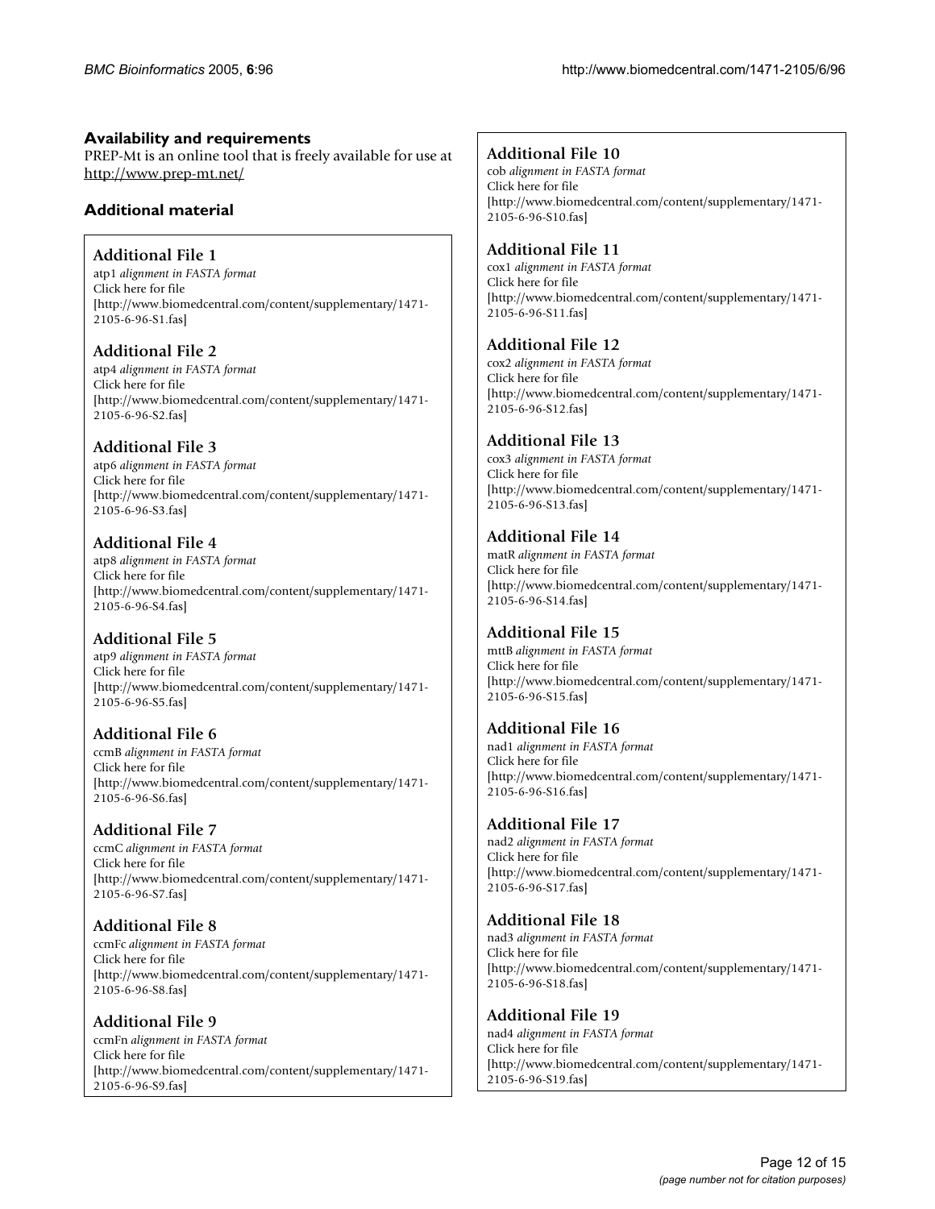## Availability and requirements

PREP-Mt is an online tool that is freely available for use at http://www.prep-mt.net/

## Additional material

### Additional File 1

atp1 *alignment in FASTA format*
Click here for file
[http://www.biomedcentral.com/content/supplementary/1471-2105-6-96-S1.fas]

### Additional File 2

atp4 *alignment in FASTA format*
Click here for file
[http://www.biomedcentral.com/content/supplementary/1471-2105-6-96-S2.fas]

### Additional File 3

atp6 *alignment in FASTA format*
Click here for file
[http://www.biomedcentral.com/content/supplementary/1471-2105-6-96-S3.fas]

### Additional File 4

atp8 *alignment in FASTA format*
Click here for file
[http://www.biomedcentral.com/content/supplementary/1471-2105-6-96-S4.fas]

### Additional File 5

atp9 *alignment in FASTA format*
Click here for file
[http://www.biomedcentral.com/content/supplementary/1471-2105-6-96-S5.fas]

### Additional File 6

ccmB *alignment in FASTA format*
Click here for file
[http://www.biomedcentral.com/content/supplementary/1471-2105-6-96-S6.fas]

### Additional File 7

ccmC *alignment in FASTA format*
Click here for file
[http://www.biomedcentral.com/content/supplementary/1471-2105-6-96-S7.fas]

### Additional File 8

ccmFc *alignment in FASTA format*
Click here for file
[http://www.biomedcentral.com/content/supplementary/1471-2105-6-96-S8.fas]

### Additional File 9

ccmFn *alignment in FASTA format*
Click here for file
[http://www.biomedcentral.com/content/supplementary/1471-2105-6-96-S9.fas]

### Additional File 10

cob *alignment in FASTA format*
Click here for file
[http://www.biomedcentral.com/content/supplementary/1471-2105-6-96-S10.fas]

### Additional File 11

cox1 *alignment in FASTA format*
Click here for file
[http://www.biomedcentral.com/content/supplementary/1471-2105-6-96-S11.fas]

### Additional File 12

cox2 *alignment in FASTA format*
Click here for file
[http://www.biomedcentral.com/content/supplementary/1471-2105-6-96-S12.fas]

### Additional File 13

cox3 *alignment in FASTA format*
Click here for file
[http://www.biomedcentral.com/content/supplementary/1471-2105-6-96-S13.fas]

### Additional File 14

matR *alignment in FASTA format*
Click here for file
[http://www.biomedcentral.com/content/supplementary/1471-2105-6-96-S14.fas]

### Additional File 15

mttB *alignment in FASTA format*
Click here for file
[http://www.biomedcentral.com/content/supplementary/1471-2105-6-96-S15.fas]

### Additional File 16

nad1 *alignment in FASTA format*
Click here for file
[http://www.biomedcentral.com/content/supplementary/1471-2105-6-96-S16.fas]

### Additional File 17

nad2 *alignment in FASTA format*
Click here for file
[http://www.biomedcentral.com/content/supplementary/1471-2105-6-96-S17.fas]

### Additional File 18

nad3 *alignment in FASTA format*
Click here for file
[http://www.biomedcentral.com/content/supplementary/1471-2105-6-96-S18.fas]

### Additional File 19

nad4 *alignment in FASTA format*
Click here for file
[http://www.biomedcentral.com/content/supplementary/1471-2105-6-96-S19.fas]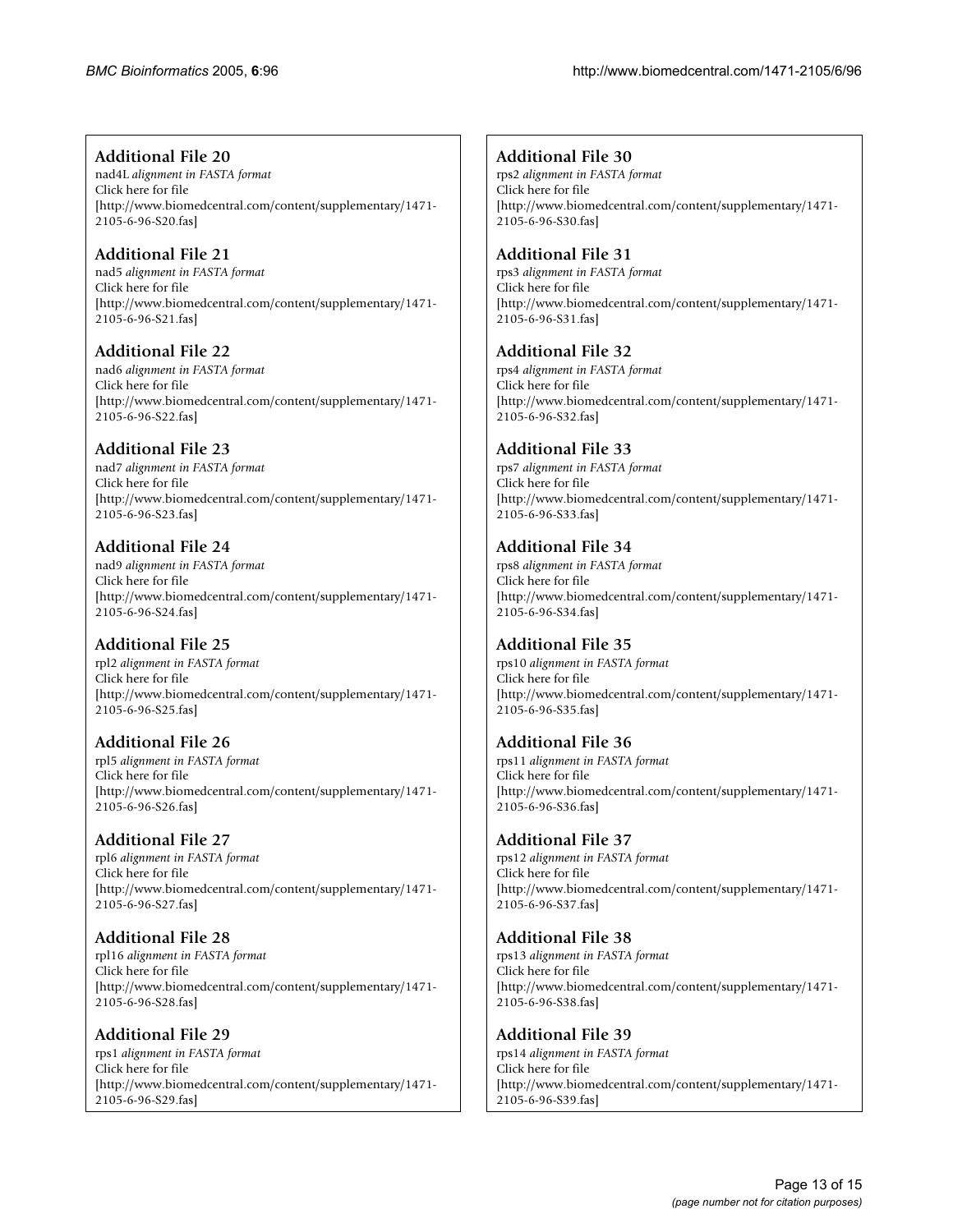### Additional File 20

nad4L *alignment in FASTA format*
Click here for file
[http://www.biomedcentral.com/content/supplementary/1471-2105-6-96-S20.fas]

### Additional File 21

nad5 *alignment in FASTA format*
Click here for file
[http://www.biomedcentral.com/content/supplementary/1471-2105-6-96-S21.fas]

### Additional File 22

nad6 *alignment in FASTA format*
Click here for file
[http://www.biomedcentral.com/content/supplementary/1471-2105-6-96-S22.fas]

### Additional File 23

nad7 *alignment in FASTA format*
Click here for file
[http://www.biomedcentral.com/content/supplementary/1471-2105-6-96-S23.fas]

### Additional File 24

nad9 *alignment in FASTA format*
Click here for file
[http://www.biomedcentral.com/content/supplementary/1471-2105-6-96-S24.fas]

### Additional File 25

rpl2 *alignment in FASTA format*
Click here for file
[http://www.biomedcentral.com/content/supplementary/1471-2105-6-96-S25.fas]

### Additional File 26

rpl5 *alignment in FASTA format*
Click here for file
[http://www.biomedcentral.com/content/supplementary/1471-2105-6-96-S26.fas]

### Additional File 27

rpl6 *alignment in FASTA format*
Click here for file
[http://www.biomedcentral.com/content/supplementary/1471-2105-6-96-S27.fas]

### Additional File 28

rpl16 *alignment in FASTA format*
Click here for file
[http://www.biomedcentral.com/content/supplementary/1471-2105-6-96-S28.fas]

### Additional File 29

rps1 *alignment in FASTA format*
Click here for file
[http://www.biomedcentral.com/content/supplementary/1471-2105-6-96-S29.fas]

### Additional File 30

rps2 *alignment in FASTA format*
Click here for file
[http://www.biomedcentral.com/content/supplementary/1471-2105-6-96-S30.fas]

### Additional File 31

rps3 *alignment in FASTA format*
Click here for file
[http://www.biomedcentral.com/content/supplementary/1471-2105-6-96-S31.fas]

### Additional File 32

rps4 *alignment in FASTA format*
Click here for file
[http://www.biomedcentral.com/content/supplementary/1471-2105-6-96-S32.fas]

### Additional File 33

rps7 *alignment in FASTA format*
Click here for file
[http://www.biomedcentral.com/content/supplementary/1471-2105-6-96-S33.fas]

### Additional File 34

rps8 *alignment in FASTA format*
Click here for file
[http://www.biomedcentral.com/content/supplementary/1471-2105-6-96-S34.fas]

### Additional File 35

rps10 *alignment in FASTA format*
Click here for file
[http://www.biomedcentral.com/content/supplementary/1471-2105-6-96-S35.fas]

### Additional File 36

rps11 *alignment in FASTA format*
Click here for file
[http://www.biomedcentral.com/content/supplementary/1471-2105-6-96-S36.fas]

### Additional File 37

rps12 *alignment in FASTA format*
Click here for file
[http://www.biomedcentral.com/content/supplementary/1471-2105-6-96-S37.fas]

### Additional File 38

rps13 *alignment in FASTA format*
Click here for file
[http://www.biomedcentral.com/content/supplementary/1471-2105-6-96-S38.fas]

### Additional File 39

rps14 *alignment in FASTA format*
Click here for file
[http://www.biomedcentral.com/content/supplementary/1471-2105-6-96-S39.fas]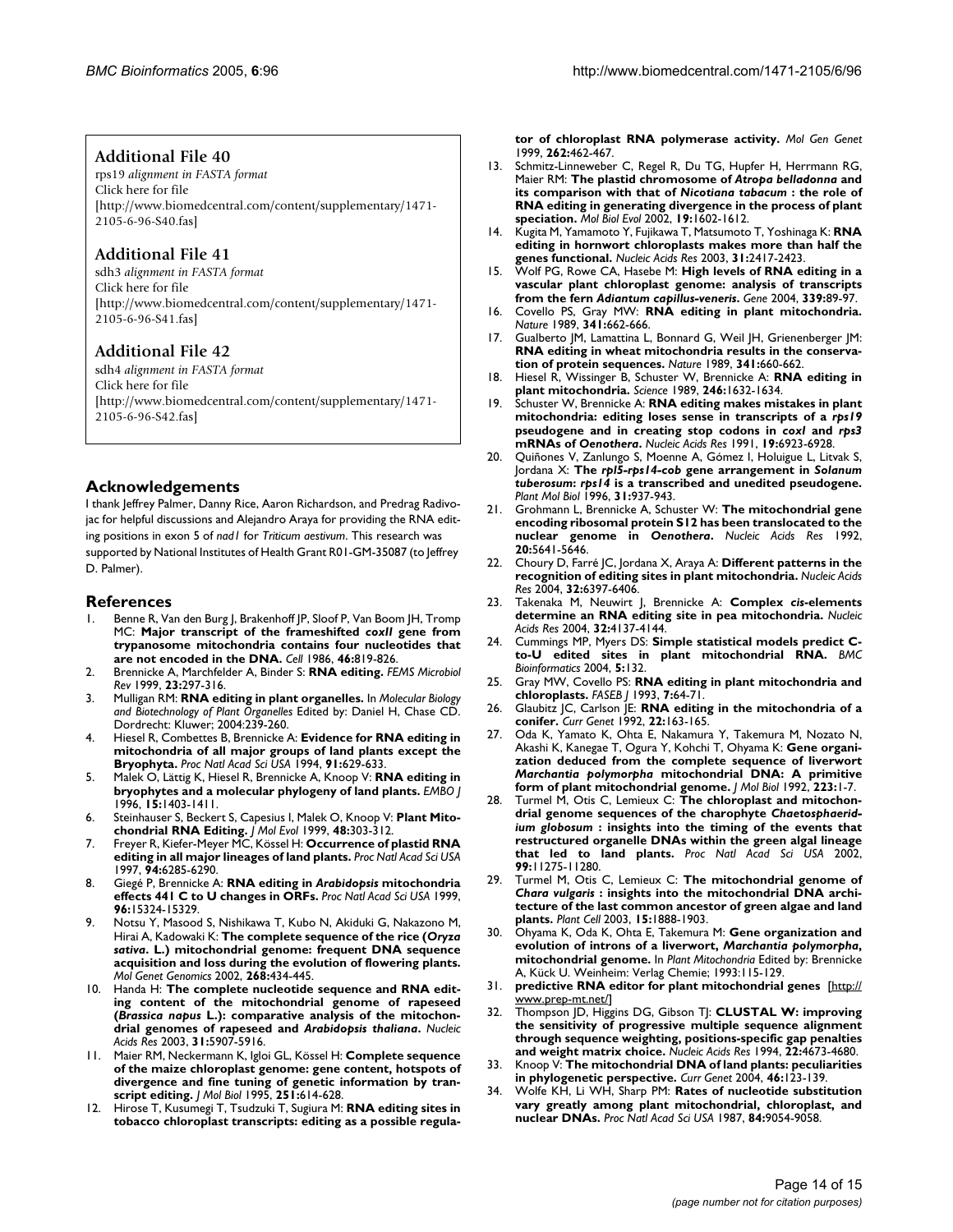## Additional File 40

rps19 *alignment in FASTA format*
Click here for file
[http://www.biomedcentral.com/content/supplementary/1471-2105-6-96-S40.fas]

## Additional File 41

sdh3 *alignment in FASTA format*
Click here for file
[http://www.biomedcentral.com/content/supplementary/1471-2105-6-96-S41.fas]

## Additional File 42

sdh4 *alignment in FASTA format*
Click here for file
[http://www.biomedcentral.com/content/supplementary/1471-2105-6-96-S42.fas]

## Acknowledgements

I thank Jeffrey Palmer, Danny Rice, Aaron Richardson, and Predrag Radivojac for helpful discussions and Alejandro Araya for providing the RNA editing positions in exon 5 of *nad1* for *Triticum aestivum*. This research was supported by National Institutes of Health Grant R01-GM-35087 (to Jeffrey D. Palmer).

## References

1. Benne R, Van den Burg J, Brakenhoff JP, Sloof P, Van Boom JH, Tromp MC: **Major transcript of the frameshifted *coxII* gene from trypanosome mitochondria contains four nucleotides that are not encoded in the DNA.** *Cell* 1986, **46:**819-826.
2. Brennicke A, Marchfelder A, Binder S: **RNA editing.** *FEMS Microbiol Rev* 1999, **23:**297-316.
3. Mulligan RM: **RNA editing in plant organelles.** In *Molecular Biology and Biotechnology of Plant Organelles* Edited by: Daniel H, Chase CD. Dordrecht: Kluwer; 2004:239-260.
4. Hiesel R, Combettes B, Brennicke A: **Evidence for RNA editing in mitochondria of all major groups of land plants except the Bryophyta.** *Proc Natl Acad Sci USA* 1994, **91:**629-633.
5. Malek O, Lättig K, Hiesel R, Brennicke A, Knoop V: **RNA editing in bryophytes and a molecular phylogeny of land plants.** *EMBO J* 1996, **15:**1403-1411.
6. Steinhauser S, Beckert S, Capesius I, Malek O, Knoop V: **Plant Mitochondrial RNA Editing.** *J Mol Evol* 1999, **48:**303-312.
7. Freyer R, Kiefer-Meyer MC, Kössel H: **Occurrence of plastid RNA editing in all major lineages of land plants.** *Proc Natl Acad Sci USA* 1997, **94:**6285-6290.
8. Giegé P, Brennicke A: **RNA editing in *Arabidopsis* mitochondria effects 441 C to U changes in ORFs.** *Proc Natl Acad Sci USA* 1999, **96:**15324-15329.
9. Notsu Y, Masood S, Nishikawa T, Kubo N, Akiduki G, Nakazono M, Hirai A, Kadowaki K: **The complete sequence of the rice (*Oryza sativa*. L.) mitochondrial genome: frequent DNA sequence acquisition and loss during the evolution of flowering plants.** *Mol Genet Genomics* 2002, **268:**434-445.
10. Handa H: **The complete nucleotide sequence and RNA editing content of the mitochondrial genome of rapeseed (*Brassica napus* L.): comparative analysis of the mitochondrial genomes of rapeseed and *Arabidopsis thaliana*.** *Nucleic Acids Res* 2003, **31:**5907-5916.
11. Maier RM, Neckermann K, Igloi GL, Kössel H: **Complete sequence of the maize chloroplast genome: gene content, hotspots of divergence and fine tuning of genetic information by transcript editing.** *J Mol Biol* 1995, **251:**614-628.
12. Hirose T, Kusumegi T, Tsudzuki T, Sugiura M: **RNA editing sites in tobacco chloroplast transcripts: editing as a possible regulator of chloroplast RNA polymerase activity.** *Mol Gen Genet* 1999, **262:**462-467.
13. Schmitz-Linneweber C, Regel R, Du TG, Hupfer H, Herrmann RG, Maier RM: **The plastid chromosome of *Atropa belladonna* and its comparison with that of *Nicotiana tabacum* : the role of RNA editing in generating divergence in the process of plant speciation.** *Mol Biol Evol* 2002, **19:**1602-1612.
14. Kugita M, Yamamoto Y, Fujikawa T, Matsumoto T, Yoshinaga K: **RNA editing in hornwort chloroplasts makes more than half the genes functional.** *Nucleic Acids Res* 2003, **31:**2417-2423.
15. Wolf PG, Rowe CA, Hasebe M: **High levels of RNA editing in a vascular plant chloroplast genome: analysis of transcripts from the fern *Adiantum capillus-veneris*.** *Gene* 2004, **339:**89-97.
16. Covello PS, Gray MW: **RNA editing in plant mitochondria.** *Nature* 1989, **341:**662-666.
17. Gualberto JM, Lamattina L, Bonnard G, Weil JH, Grienenberger JM: **RNA editing in wheat mitochondria results in the conservation of protein sequences.** *Nature* 1989, **341:**660-662.
18. Hiesel R, Wissinger B, Schuster W, Brennicke A: **RNA editing in plant mitochondria.** *Science* 1989, **246:**1632-1634.
19. Schuster W, Brennicke A: **RNA editing makes mistakes in plant mitochondria: editing loses sense in transcripts of a *rps19* pseudogene and in creating stop codons in *coxI* and *rps3* mRNAs of *Oenothera*.** *Nucleic Acids Res* 1991, **19:**6923-6928.
20. Quiñones V, Zanlungo S, Moenne A, Gómez I, Holuigue L, Litvak S, Jordana X: **The *rpl5-rps14-cob* gene arrangement in *Solanum tuberosum*: *rps14* is a transcribed and unedited pseudogene.** *Plant Mol Biol* 1996, **31:**937-943.
21. Grohmann L, Brennicke A, Schuster W: **The mitochondrial gene encoding ribosomal protein S12 has been translocated to the nuclear genome in *Oenothera*.** *Nucleic Acids Res* 1992, **20:**5641-5646.
22. Choury D, Farré JC, Jordana X, Araya A: **Different patterns in the recognition of editing sites in plant mitochondria.** *Nucleic Acids Res* 2004, **32:**6397-6406.
23. Takenaka M, Neuwirt J, Brennicke A: **Complex *cis*-elements determine an RNA editing site in pea mitochondria.** *Nucleic Acids Res* 2004, **32:**4137-4144.
24. Cummings MP, Myers DS: **Simple statistical models predict C-to-U edited sites in plant mitochondrial RNA.** *BMC Bioinformatics* 2004, **5:**132.
25. Gray MW, Covello PS: **RNA editing in plant mitochondria and chloroplasts.** *FASEB J* 1993, **7:**64-71.
26. Glaubitz JC, Carlson JE: **RNA editing in the mitochondria of a conifer.** *Curr Genet* 1992, **22:**163-165.
27. Oda K, Yamato K, Ohta E, Nakamura Y, Takemura M, Nozato N, Akashi K, Kanegae T, Ogura Y, Kohchi T, Ohyama K: **Gene organization deduced from the complete sequence of liverwort *Marchantia polymorpha* mitochondrial DNA: A primitive form of plant mitochondrial genome.** *J Mol Biol* 1992, **223:**1-7.
28. Turmel M, Otis C, Lemieux C: **The chloroplast and mitochondrial genome sequences of the charophyte *Chaetosphaeridium globosum* : insights into the timing of the events that restructured organelle DNAs within the green algal lineage that led to land plants.** *Proc Natl Acad Sci USA* 2002, **99:**11275-11280.
29. Turmel M, Otis C, Lemieux C: **The mitochondrial genome of *Chara vulgaris* : insights into the mitochondrial DNA architecture of the last common ancestor of green algae and land plants.** *Plant Cell* 2003, **15:**1888-1903.
30. Ohyama K, Oda K, Ohta E, Takemura M: **Gene organization and evolution of introns of a liverwort, *Marchantia polymorpha*, mitochondrial genome.** In *Plant Mitochondria* Edited by: Brennicke A, Kück U. Weinheim: Verlag Chemie; 1993:115-129.
31. **predictive RNA editor for plant mitochondrial genes** [http://www.prep-mt.net/]
32. Thompson JD, Higgins DG, Gibson TJ: **CLUSTAL W: improving the sensitivity of progressive multiple sequence alignment through sequence weighting, positions-specific gap penalties and weight matrix choice.** *Nucleic Acids Res* 1994, **22:**4673-4680.
33. Knoop V: **The mitochondrial DNA of land plants: peculiarities in phylogenetic perspective.** *Curr Genet* 2004, **46:**123-139.
34. Wolfe KH, Li WH, Sharp PM: **Rates of nucleotide substitution vary greatly among plant mitochondrial, chloroplast, and nuclear DNAs.** *Proc Natl Acad Sci USA* 1987, **84:**9054-9058.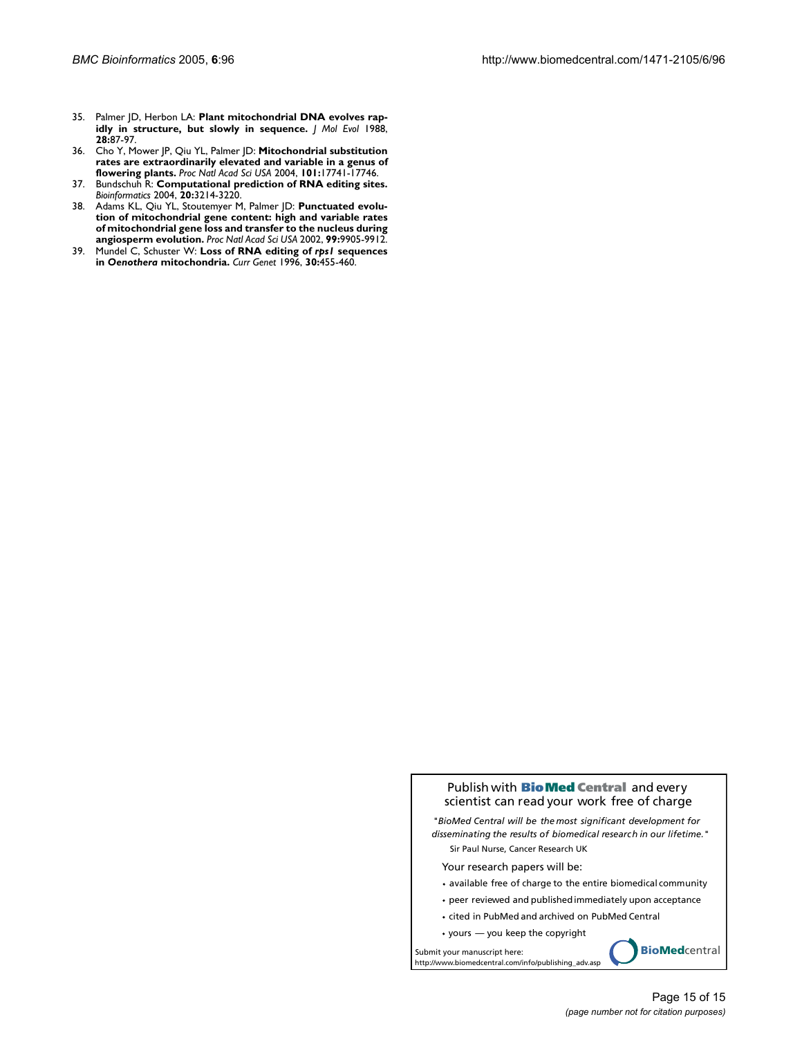35. Palmer JD, Herbon LA: **Plant mitochondrial DNA evolves rapidly in structure, but slowly in sequence.** *J Mol Evol* 1988, **28:**87-97.
36. Cho Y, Mower JP, Qiu YL, Palmer JD: **Mitochondrial substitution rates are extraordinarily elevated and variable in a genus of flowering plants.** *Proc Natl Acad Sci USA* 2004, **101:**17741-17746.
37. Bundschuh R: **Computational prediction of RNA editing sites.** *Bioinformatics* 2004, **20:**3214-3220.
38. Adams KL, Qiu YL, Stoutemyer M, Palmer JD: **Punctuated evolution of mitochondrial gene content: high and variable rates of mitochondrial gene loss and transfer to the nucleus during angiosperm evolution.** *Proc Natl Acad Sci USA* 2002, **99:**9905-9912.
39. Mundel C, Schuster W: **Loss of RNA editing of *rps1* sequences in *Oenothera* mitochondria.** *Curr Genet* 1996, **30:**455-460.

Publish with **BioMed Central** and every scientist can read your work free of charge

*"BioMed Central will be the most significant development for disseminating the results of biomedical research in our lifetime."*

Sir Paul Nurse, Cancer Research UK

Your research papers will be:

- available free of charge to the entire biomedical community
- peer reviewed and published immediately upon acceptance
- cited in PubMed and archived on PubMed Central
- yours — you keep the copyright

Submit your manuscript here:
http://www.biomedcentral.com/info/publishing_adv.asp

**BioMed**central